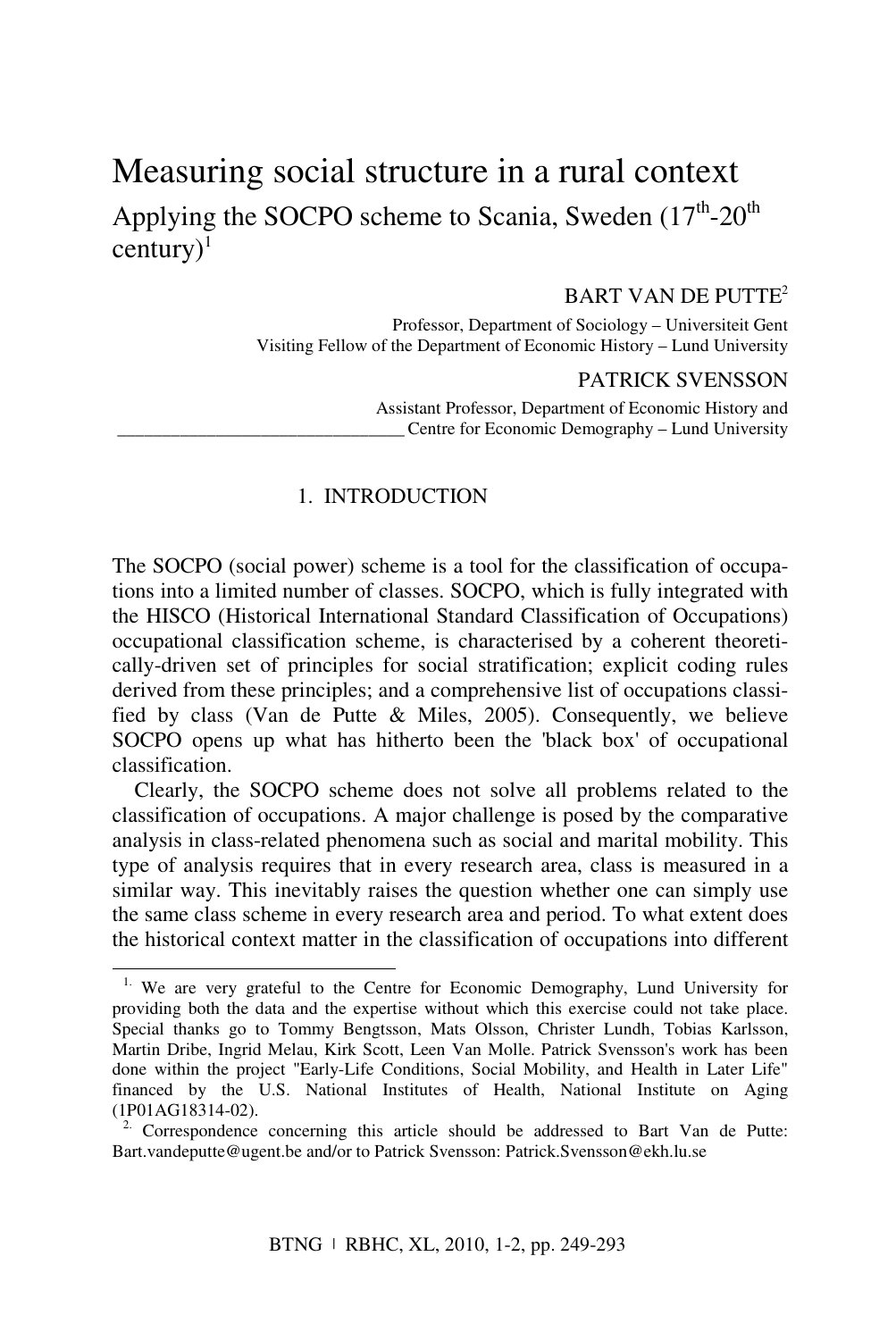# Measuring social structure in a rural context

## Applying the SOCPO scheme to Scania, Sweden ($17^{th}$-$20^{th}$ century)[1]

BART VAN DE PUTTE[2]

Professor, Department of Sociology – Universiteit Gent
Visiting Fellow of the Department of Economic History – Lund University

PATRICK SVENSSON

Assistant Professor, Department of Economic History and Centre for Economic Demography – Lund University

### 1. INTRODUCTION

The SOCPO (social power) scheme is a tool for the classification of occupations into a limited number of classes. SOCPO, which is fully integrated with the HISCO (Historical International Standard Classification of Occupations) occupational classification scheme, is characterised by a coherent theoretically-driven set of principles for social stratification; explicit coding rules derived from these principles; and a comprehensive list of occupations classified by class (Van de Putte & Miles, 2005). Consequently, we believe SOCPO opens up what has hitherto been the 'black box' of occupational classification.

Clearly, the SOCPO scheme does not solve all problems related to the classification of occupations. A major challenge is posed by the comparative analysis in class-related phenomena such as social and marital mobility. This type of analysis requires that in every research area, class is measured in a similar way. This inevitably raises the question whether one can simply use the same class scheme in every research area and period. To what extent does the historical context matter in the classification of occupations into different

---

[1] We are very grateful to the Centre for Economic Demography, Lund University for providing both the data and the expertise without which this exercise could not take place. Special thanks go to Tommy Bengtsson, Mats Olsson, Christer Lundh, Tobias Karlsson, Martin Dribe, Ingrid Melau, Kirk Scott, Leen Van Molle. Patrick Svensson's work has been done within the project "Early-Life Conditions, Social Mobility, and Health in Later Life" financed by the U.S. National Institutes of Health, National Institute on Aging (1P01AG18314-02).

[2] Correspondence concerning this article should be addressed to Bart Van de Putte: Bart.vandeputte@ugent.be and/or to Patrick Svensson: Patrick.Svensson@ekh.lu.se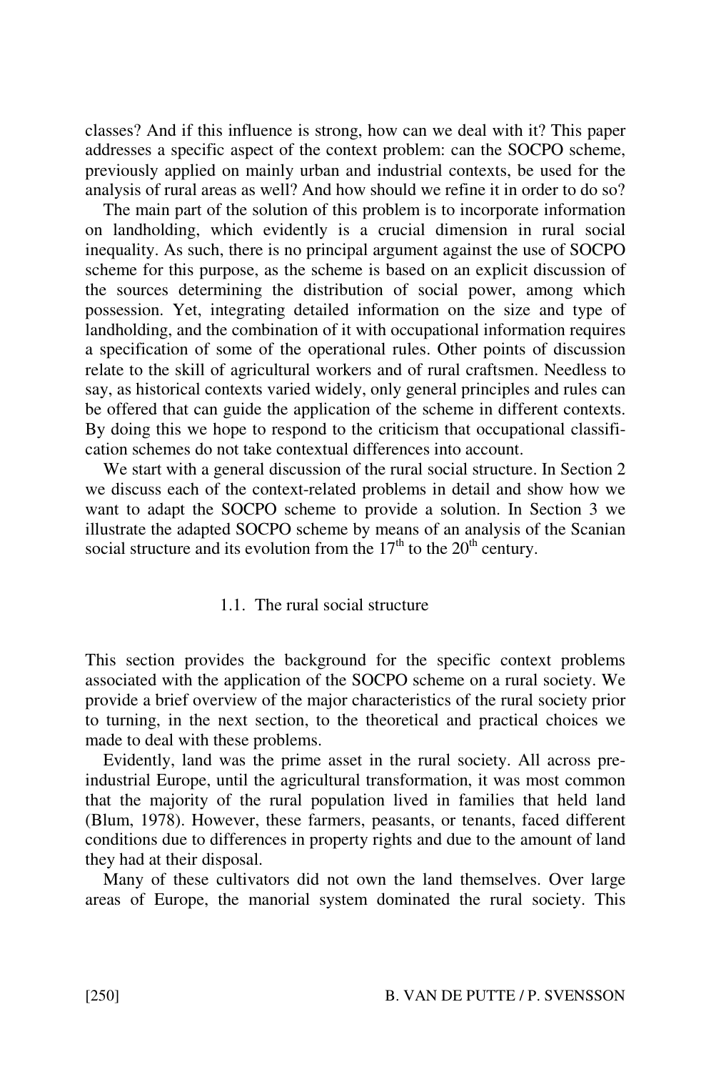classes? And if this influence is strong, how can we deal with it? This paper addresses a specific aspect of the context problem: can the SOCPO scheme, previously applied on mainly urban and industrial contexts, be used for the analysis of rural areas as well? And how should we refine it in order to do so?

The main part of the solution of this problem is to incorporate information on landholding, which evidently is a crucial dimension in rural social inequality. As such, there is no principal argument against the use of SOCPO scheme for this purpose, as the scheme is based on an explicit discussion of the sources determining the distribution of social power, among which possession. Yet, integrating detailed information on the size and type of landholding, and the combination of it with occupational information requires a specification of some of the operational rules. Other points of discussion relate to the skill of agricultural workers and of rural craftsmen. Needless to say, as historical contexts varied widely, only general principles and rules can be offered that can guide the application of the scheme in different contexts. By doing this we hope to respond to the criticism that occupational classification schemes do not take contextual differences into account.

We start with a general discussion of the rural social structure. In Section 2 we discuss each of the context-related problems in detail and show how we want to adapt the SOCPO scheme to provide a solution. In Section 3 we illustrate the adapted SOCPO scheme by means of an analysis of the Scanian social structure and its evolution from the 17th to the 20th century.

### 1.1. The rural social structure

This section provides the background for the specific context problems associated with the application of the SOCPO scheme on a rural society. We provide a brief overview of the major characteristics of the rural society prior to turning, in the next section, to the theoretical and practical choices we made to deal with these problems.

Evidently, land was the prime asset in the rural society. All across pre-industrial Europe, until the agricultural transformation, it was most common that the majority of the rural population lived in families that held land (Blum, 1978). However, these farmers, peasants, or tenants, faced different conditions due to differences in property rights and due to the amount of land they had at their disposal.

Many of these cultivators did not own the land themselves. Over large areas of Europe, the manorial system dominated the rural society. This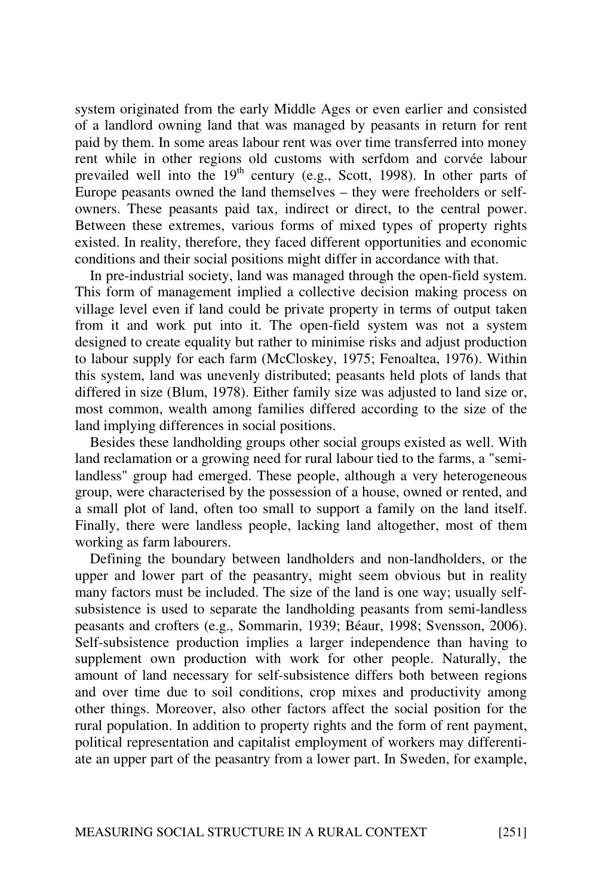system originated from the early Middle Ages or even earlier and consisted of a landlord owning land that was managed by peasants in return for rent paid by them. In some areas labour rent was over time transferred into money rent while in other regions old customs with serfdom and corvée labour prevailed well into the 19th century (e.g., Scott, 1998). In other parts of Europe peasants owned the land themselves – they were freeholders or self-owners. These peasants paid tax, indirect or direct, to the central power. Between these extremes, various forms of mixed types of property rights existed. In reality, therefore, they faced different opportunities and economic conditions and their social positions might differ in accordance with that.

In pre-industrial society, land was managed through the open-field system. This form of management implied a collective decision making process on village level even if land could be private property in terms of output taken from it and work put into it. The open-field system was not a system designed to create equality but rather to minimise risks and adjust production to labour supply for each farm (McCloskey, 1975; Fenoaltea, 1976). Within this system, land was unevenly distributed; peasants held plots of lands that differed in size (Blum, 1978). Either family size was adjusted to land size or, most common, wealth among families differed according to the size of the land implying differences in social positions.

Besides these landholding groups other social groups existed as well. With land reclamation or a growing need for rural labour tied to the farms, a "semi-landless" group had emerged. These people, although a very heterogeneous group, were characterised by the possession of a house, owned or rented, and a small plot of land, often too small to support a family on the land itself. Finally, there were landless people, lacking land altogether, most of them working as farm labourers.

Defining the boundary between landholders and non-landholders, or the upper and lower part of the peasantry, might seem obvious but in reality many factors must be included. The size of the land is one way; usually self-subsistence is used to separate the landholding peasants from semi-landless peasants and crofters (e.g., Sommarin, 1939; Béaur, 1998; Svensson, 2006). Self-subsistence production implies a larger independence than having to supplement own production with work for other people. Naturally, the amount of land necessary for self-subsistence differs both between regions and over time due to soil conditions, crop mixes and productivity among other things. Moreover, also other factors affect the social position for the rural population. In addition to property rights and the form of rent payment, political representation and capitalist employment of workers may differentiate an upper part of the peasantry from a lower part. In Sweden, for example,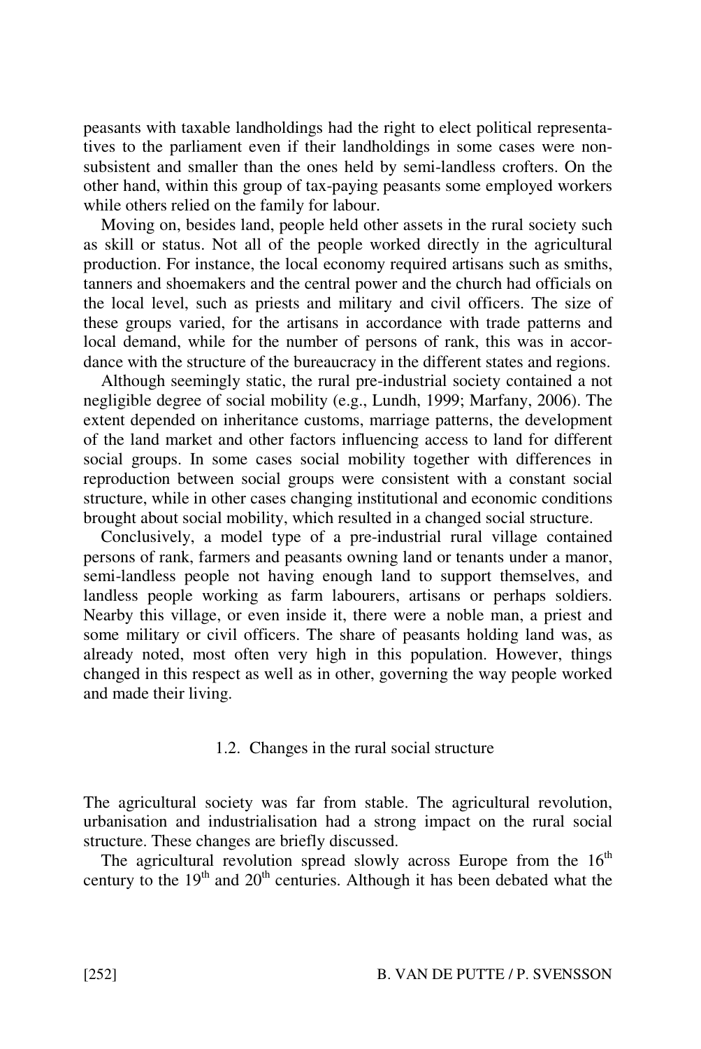peasants with taxable landholdings had the right to elect political representatives to the parliament even if their landholdings in some cases were non-subsistent and smaller than the ones held by semi-landless crofters. On the other hand, within this group of tax-paying peasants some employed workers while others relied on the family for labour.

Moving on, besides land, people held other assets in the rural society such as skill or status. Not all of the people worked directly in the agricultural production. For instance, the local economy required artisans such as smiths, tanners and shoemakers and the central power and the church had officials on the local level, such as priests and military and civil officers. The size of these groups varied, for the artisans in accordance with trade patterns and local demand, while for the number of persons of rank, this was in accordance with the structure of the bureaucracy in the different states and regions.

Although seemingly static, the rural pre-industrial society contained a not negligible degree of social mobility (e.g., Lundh, 1999; Marfany, 2006). The extent depended on inheritance customs, marriage patterns, the development of the land market and other factors influencing access to land for different social groups. In some cases social mobility together with differences in reproduction between social groups were consistent with a constant social structure, while in other cases changing institutional and economic conditions brought about social mobility, which resulted in a changed social structure.

Conclusively, a model type of a pre-industrial rural village contained persons of rank, farmers and peasants owning land or tenants under a manor, semi-landless people not having enough land to support themselves, and landless people working as farm labourers, artisans or perhaps soldiers. Nearby this village, or even inside it, there were a noble man, a priest and some military or civil officers. The share of peasants holding land was, as already noted, most often very high in this population. However, things changed in this respect as well as in other, governing the way people worked and made their living.

### 1.2. Changes in the rural social structure

The agricultural society was far from stable. The agricultural revolution, urbanisation and industrialisation had a strong impact on the rural social structure. These changes are briefly discussed.

The agricultural revolution spread slowly across Europe from the 16th century to the 19th and 20th centuries. Although it has been debated what the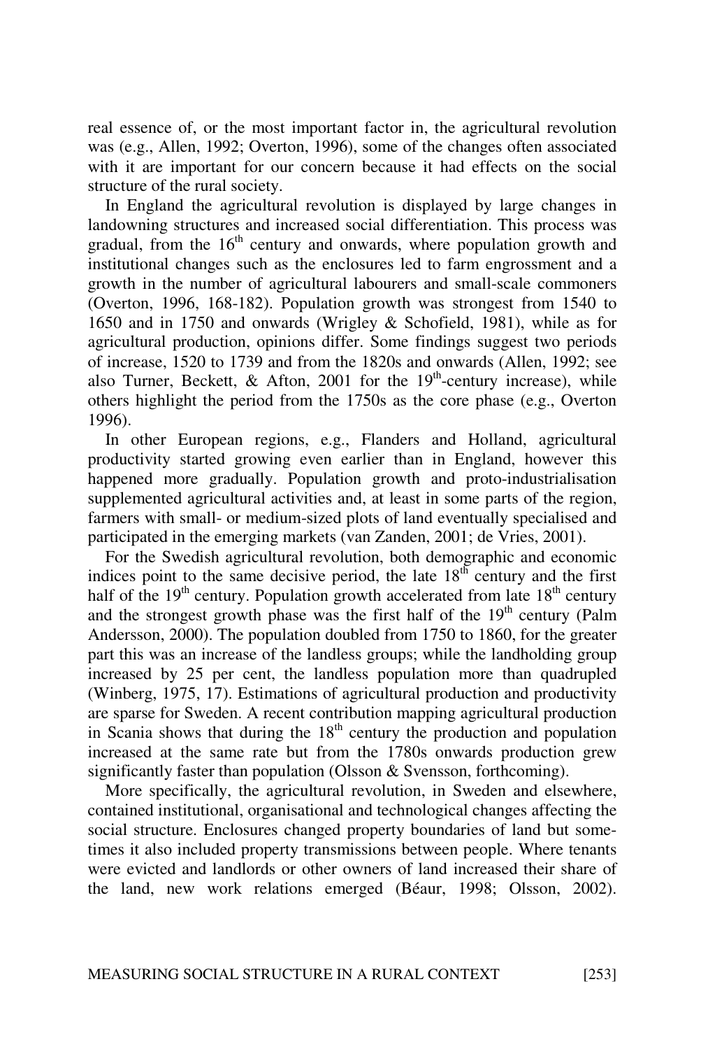real essence of, or the most important factor in, the agricultural revolution was (e.g., Allen, 1992; Overton, 1996), some of the changes often associated with it are important for our concern because it had effects on the social structure of the rural society.

In England the agricultural revolution is displayed by large changes in landowning structures and increased social differentiation. This process was gradual, from the 16th century and onwards, where population growth and institutional changes such as the enclosures led to farm engrossment and a growth in the number of agricultural labourers and small-scale commoners (Overton, 1996, 168-182). Population growth was strongest from 1540 to 1650 and in 1750 and onwards (Wrigley & Schofield, 1981), while as for agricultural production, opinions differ. Some findings suggest two periods of increase, 1520 to 1739 and from the 1820s and onwards (Allen, 1992; see also Turner, Beckett, & Afton, 2001 for the 19th-century increase), while others highlight the period from the 1750s as the core phase (e.g., Overton 1996).

In other European regions, e.g., Flanders and Holland, agricultural productivity started growing even earlier than in England, however this happened more gradually. Population growth and proto-industrialisation supplemented agricultural activities and, at least in some parts of the region, farmers with small- or medium-sized plots of land eventually specialised and participated in the emerging markets (van Zanden, 2001; de Vries, 2001).

For the Swedish agricultural revolution, both demographic and economic indices point to the same decisive period, the late 18th century and the first half of the 19th century. Population growth accelerated from late 18th century and the strongest growth phase was the first half of the 19th century (Palm Andersson, 2000). The population doubled from 1750 to 1860, for the greater part this was an increase of the landless groups; while the landholding group increased by 25 per cent, the landless population more than quadrupled (Winberg, 1975, 17). Estimations of agricultural production and productivity are sparse for Sweden. A recent contribution mapping agricultural production in Scania shows that during the 18th century the production and population increased at the same rate but from the 1780s onwards production grew significantly faster than population (Olsson & Svensson, forthcoming).

More specifically, the agricultural revolution, in Sweden and elsewhere, contained institutional, organisational and technological changes affecting the social structure. Enclosures changed property boundaries of land but sometimes it also included property transmissions between people. Where tenants were evicted and landlords or other owners of land increased their share of the land, new work relations emerged (Béaur, 1998; Olsson, 2002).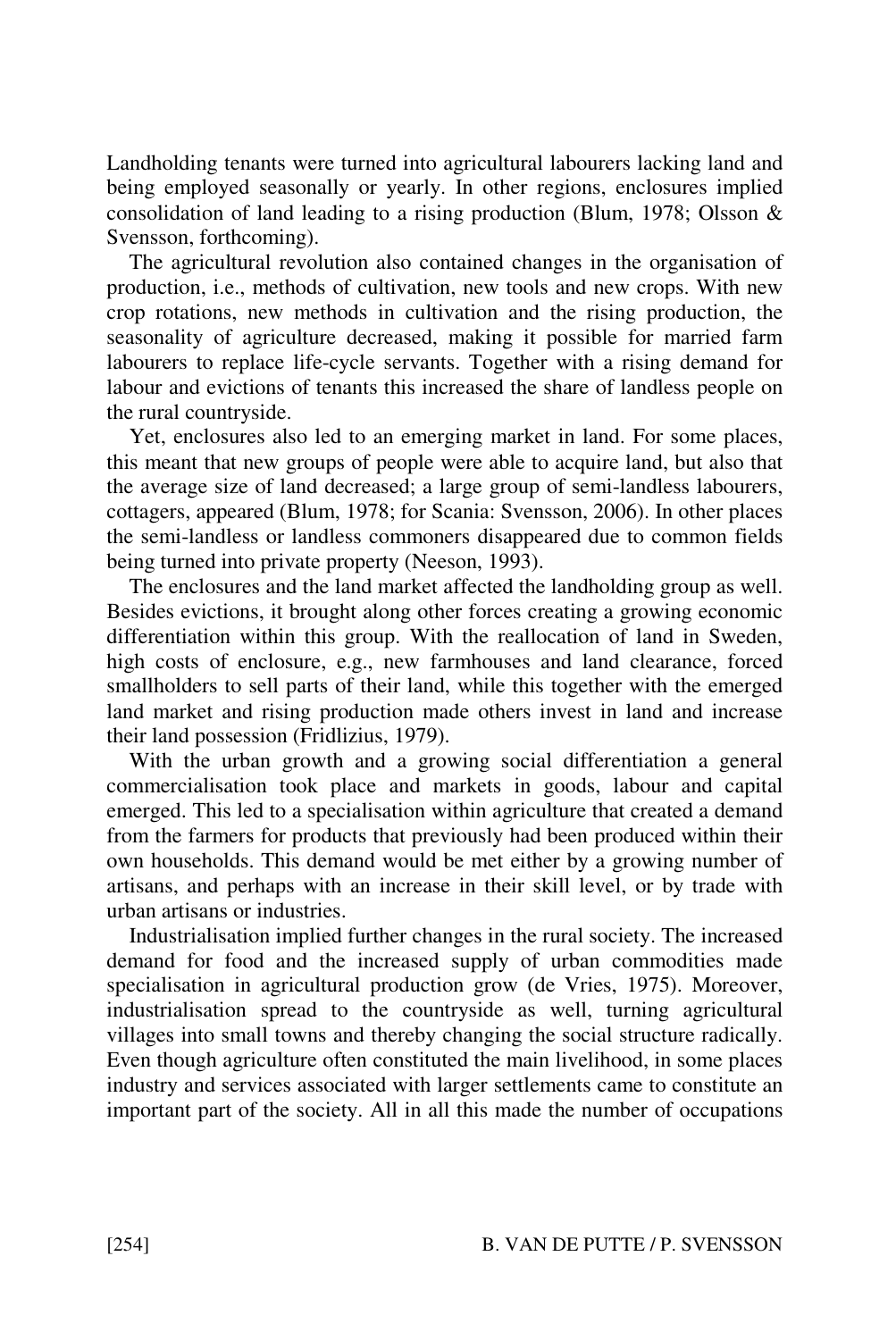Landholding tenants were turned into agricultural labourers lacking land and being employed seasonally or yearly. In other regions, enclosures implied consolidation of land leading to a rising production (Blum, 1978; Olsson & Svensson, forthcoming).

The agricultural revolution also contained changes in the organisation of production, i.e., methods of cultivation, new tools and new crops. With new crop rotations, new methods in cultivation and the rising production, the seasonality of agriculture decreased, making it possible for married farm labourers to replace life-cycle servants. Together with a rising demand for labour and evictions of tenants this increased the share of landless people on the rural countryside.

Yet, enclosures also led to an emerging market in land. For some places, this meant that new groups of people were able to acquire land, but also that the average size of land decreased; a large group of semi-landless labourers, cottagers, appeared (Blum, 1978; for Scania: Svensson, 2006). In other places the semi-landless or landless commoners disappeared due to common fields being turned into private property (Neeson, 1993).

The enclosures and the land market affected the landholding group as well. Besides evictions, it brought along other forces creating a growing economic differentiation within this group. With the reallocation of land in Sweden, high costs of enclosure, e.g., new farmhouses and land clearance, forced smallholders to sell parts of their land, while this together with the emerged land market and rising production made others invest in land and increase their land possession (Fridlizius, 1979).

With the urban growth and a growing social differentiation a general commercialisation took place and markets in goods, labour and capital emerged. This led to a specialisation within agriculture that created a demand from the farmers for products that previously had been produced within their own households. This demand would be met either by a growing number of artisans, and perhaps with an increase in their skill level, or by trade with urban artisans or industries.

Industrialisation implied further changes in the rural society. The increased demand for food and the increased supply of urban commodities made specialisation in agricultural production grow (de Vries, 1975). Moreover, industrialisation spread to the countryside as well, turning agricultural villages into small towns and thereby changing the social structure radically. Even though agriculture often constituted the main livelihood, in some places industry and services associated with larger settlements came to constitute an important part of the society. All in all this made the number of occupations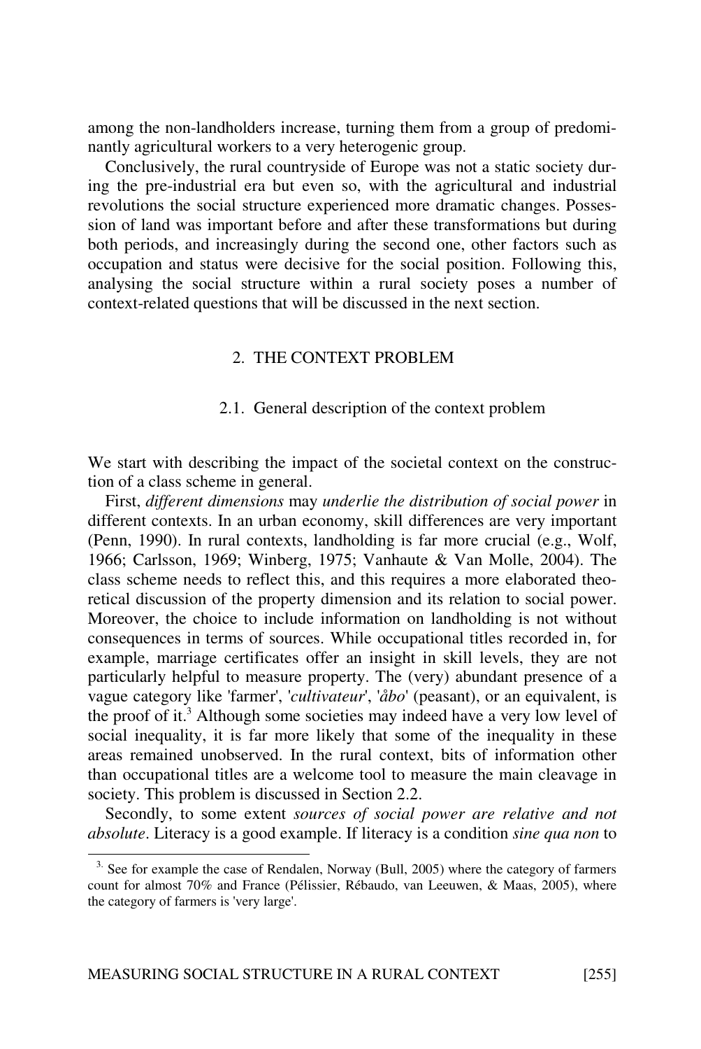among the non-landholders increase, turning them from a group of predominantly agricultural workers to a very heterogenic group.

Conclusively, the rural countryside of Europe was not a static society during the pre-industrial era but even so, with the agricultural and industrial revolutions the social structure experienced more dramatic changes. Possession of land was important before and after these transformations but during both periods, and increasingly during the second one, other factors such as occupation and status were decisive for the social position. Following this, analysing the social structure within a rural society poses a number of context-related questions that will be discussed in the next section.

## 2. THE CONTEXT PROBLEM

### 2.1. General description of the context problem

We start with describing the impact of the societal context on the construction of a class scheme in general.

First, *different dimensions* may *underlie the distribution of social power* in different contexts. In an urban economy, skill differences are very important (Penn, 1990). In rural contexts, landholding is far more crucial (e.g., Wolf, 1966; Carlsson, 1969; Winberg, 1975; Vanhaute & Van Molle, 2004). The class scheme needs to reflect this, and this requires a more elaborated theoretical discussion of the property dimension and its relation to social power. Moreover, the choice to include information on landholding is not without consequences in terms of sources. While occupational titles recorded in, for example, marriage certificates offer an insight in skill levels, they are not particularly helpful to measure property. The (very) abundant presence of a vague category like 'farmer', '*cultivateur*', '*åbo*' (peasant), or an equivalent, is the proof of it.[3] Although some societies may indeed have a very low level of social inequality, it is far more likely that some of the inequality in these areas remained unobserved. In the rural context, bits of information other than occupational titles are a welcome tool to measure the main cleavage in society. This problem is discussed in Section 2.2.

Secondly, to some extent *sources of social power are relative and not absolute*. Literacy is a good example. If literacy is a condition *sine qua non* to

---

[3] See for example the case of Rendalen, Norway (Bull, 2005) where the category of farmers count for almost 70% and France (Pélissier, Rébaudo, van Leeuwen, & Maas, 2005), where the category of farmers is 'very large'.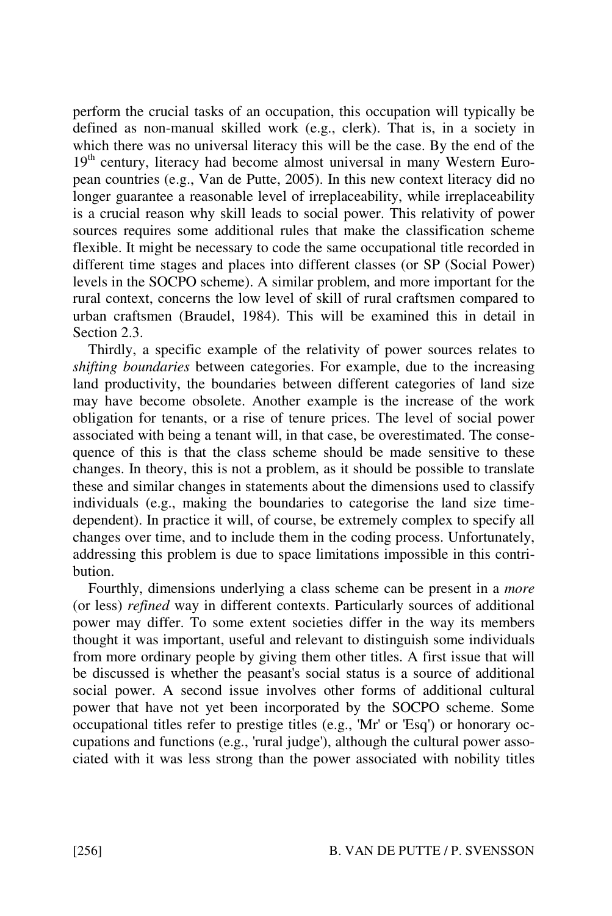perform the crucial tasks of an occupation, this occupation will typically be defined as non-manual skilled work (e.g., clerk). That is, in a society in which there was no universal literacy this will be the case. By the end of the 19th century, literacy had become almost universal in many Western European countries (e.g., Van de Putte, 2005). In this new context literacy did no longer guarantee a reasonable level of irreplaceability, while irreplaceability is a crucial reason why skill leads to social power. This relativity of power sources requires some additional rules that make the classification scheme flexible. It might be necessary to code the same occupational title recorded in different time stages and places into different classes (or SP (Social Power) levels in the SOCPO scheme). A similar problem, and more important for the rural context, concerns the low level of skill of rural craftsmen compared to urban craftsmen (Braudel, 1984). This will be examined this in detail in Section 2.3.

Thirdly, a specific example of the relativity of power sources relates to *shifting boundaries* between categories. For example, due to the increasing land productivity, the boundaries between different categories of land size may have become obsolete. Another example is the increase of the work obligation for tenants, or a rise of tenure prices. The level of social power associated with being a tenant will, in that case, be overestimated. The consequence of this is that the class scheme should be made sensitive to these changes. In theory, this is not a problem, as it should be possible to translate these and similar changes in statements about the dimensions used to classify individuals (e.g., making the boundaries to categorise the land size time-dependent). In practice it will, of course, be extremely complex to specify all changes over time, and to include them in the coding process. Unfortunately, addressing this problem is due to space limitations impossible in this contribution.

Fourthly, dimensions underlying a class scheme can be present in a *more* (or less) *refined* way in different contexts. Particularly sources of additional power may differ. To some extent societies differ in the way its members thought it was important, useful and relevant to distinguish some individuals from more ordinary people by giving them other titles. A first issue that will be discussed is whether the peasant's social status is a source of additional social power. A second issue involves other forms of additional cultural power that have not yet been incorporated by the SOCPO scheme. Some occupational titles refer to prestige titles (e.g., 'Mr' or 'Esq') or honorary occupations and functions (e.g., 'rural judge'), although the cultural power associated with it was less strong than the power associated with nobility titles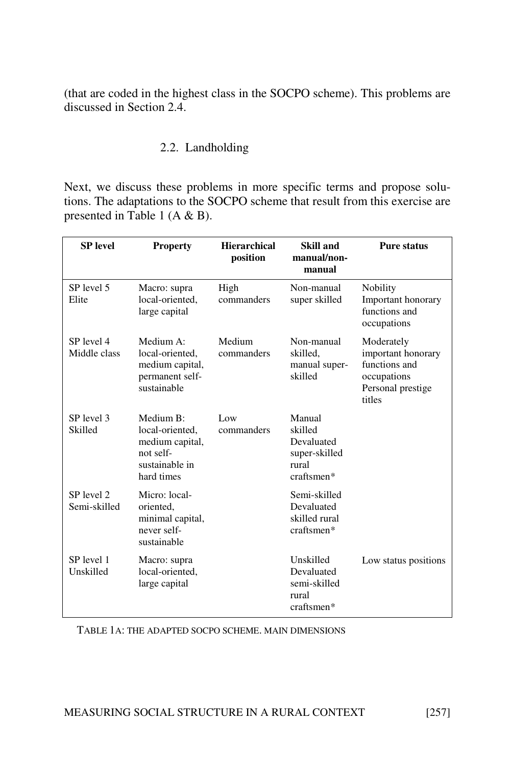(that are coded in the highest class in the SOCPO scheme). This problems are discussed in Section 2.4.

### 2.2. Landholding

Next, we discuss these problems in more specific terms and propose solutions. The adaptations to the SOCPO scheme that result from this exercise are presented in Table 1 (A & B).

| SP level | Property | Hierarchical position | Skill and manual/non-manual | Pure status |
|---|---|---|---|---|
| SP level 5 Elite | Macro: supra local-oriented, large capital | High commanders | Non-manual super skilled | Nobility Important honorary functions and occupations |
| SP level 4 Middle class | Medium A: local-oriented, medium capital, permanent self-sustainable | Medium commanders | Non-manual skilled, manual super-skilled | Moderately important honorary functions and occupations Personal prestige titles |
| SP level 3 Skilled | Medium B: local-oriented, medium capital, not self-sustainable in hard times | Low commanders | Manual skilled Devaluated super-skilled rural craftsmen* | |
| SP level 2 Semi-skilled | Micro: local-oriented, minimal capital, never self-sustainable | | Semi-skilled Devaluated skilled rural craftsmen* | |
| SP level 1 Unskilled | Macro: supra local-oriented, large capital | | Unskilled Devaluated semi-skilled rural craftsmen* | Low status positions |

TABLE 1A: THE ADAPTED SOCPO SCHEME. MAIN DIMENSIONS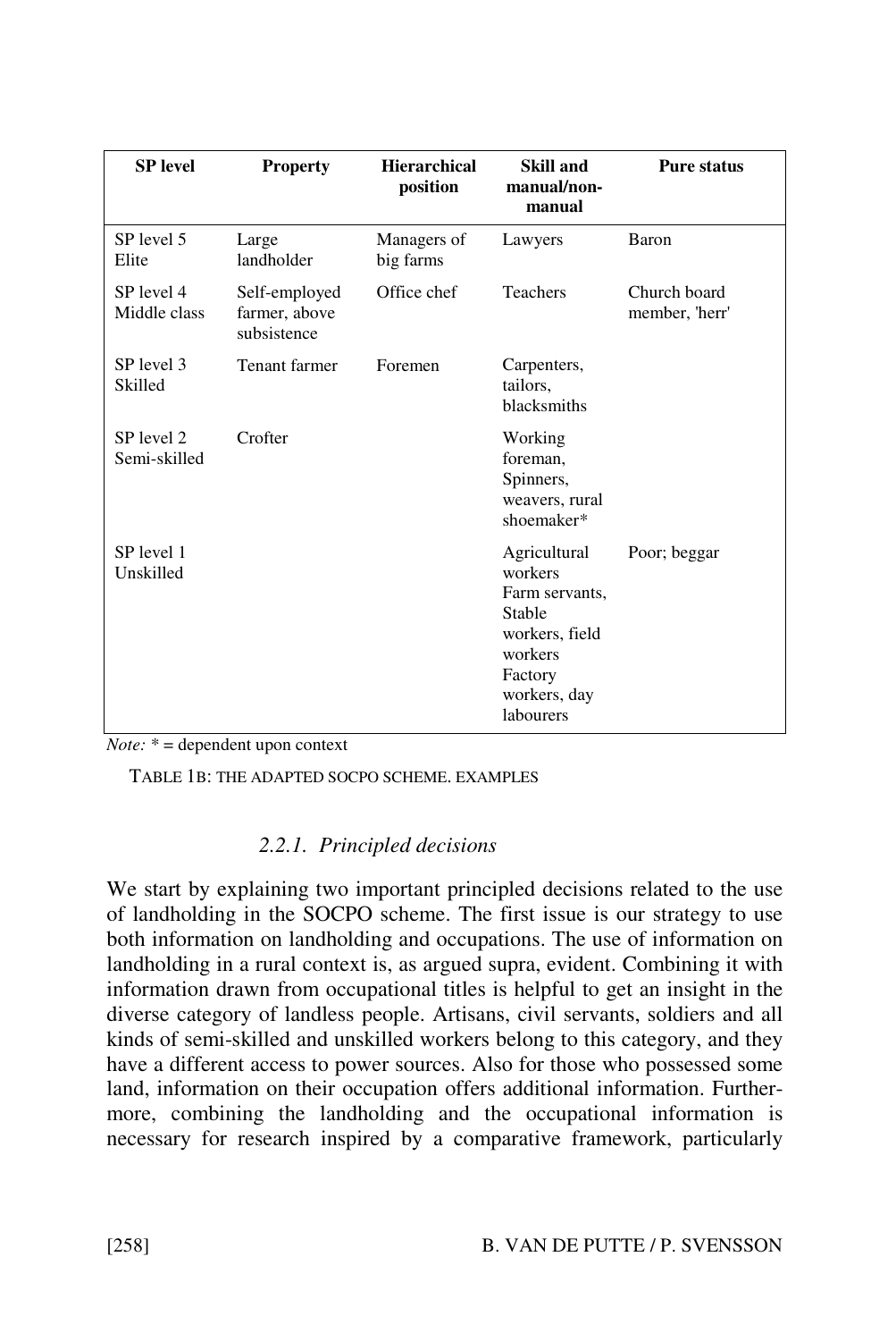| SP level | Property | Hierarchical position | Skill and manual/non-manual | Pure status |
|---|---|---|---|---|
| SP level 5 Elite | Large landholder | Managers of big farms | Lawyers | Baron |
| SP level 4 Middle class | Self-employed farmer, above subsistence | Office chef | Teachers | Church board member, 'herr' |
| SP level 3 Skilled | Tenant farmer | Foremen | Carpenters, tailors, blacksmiths | |
| SP level 2 Semi-skilled | Crofter | | Working foreman, Spinners, weavers, rural shoemaker* | |
| SP level 1 Unskilled | | | Agricultural workers Farm servants, Stable workers, field workers Factory workers, day labourers | Poor; beggar |

*Note:* * = dependent upon context

TABLE 1B: THE ADAPTED SOCPO SCHEME. EXAMPLES

### 2.2.1. Principled decisions

We start by explaining two important principled decisions related to the use of landholding in the SOCPO scheme. The first issue is our strategy to use both information on landholding and occupations. The use of information on landholding in a rural context is, as argued supra, evident. Combining it with information drawn from occupational titles is helpful to get an insight in the diverse category of landless people. Artisans, civil servants, soldiers and all kinds of semi-skilled and unskilled workers belong to this category, and they have a different access to power sources. Also for those who possessed some land, information on their occupation offers additional information. Furthermore, combining the landholding and the occupational information is necessary for research inspired by a comparative framework, particularly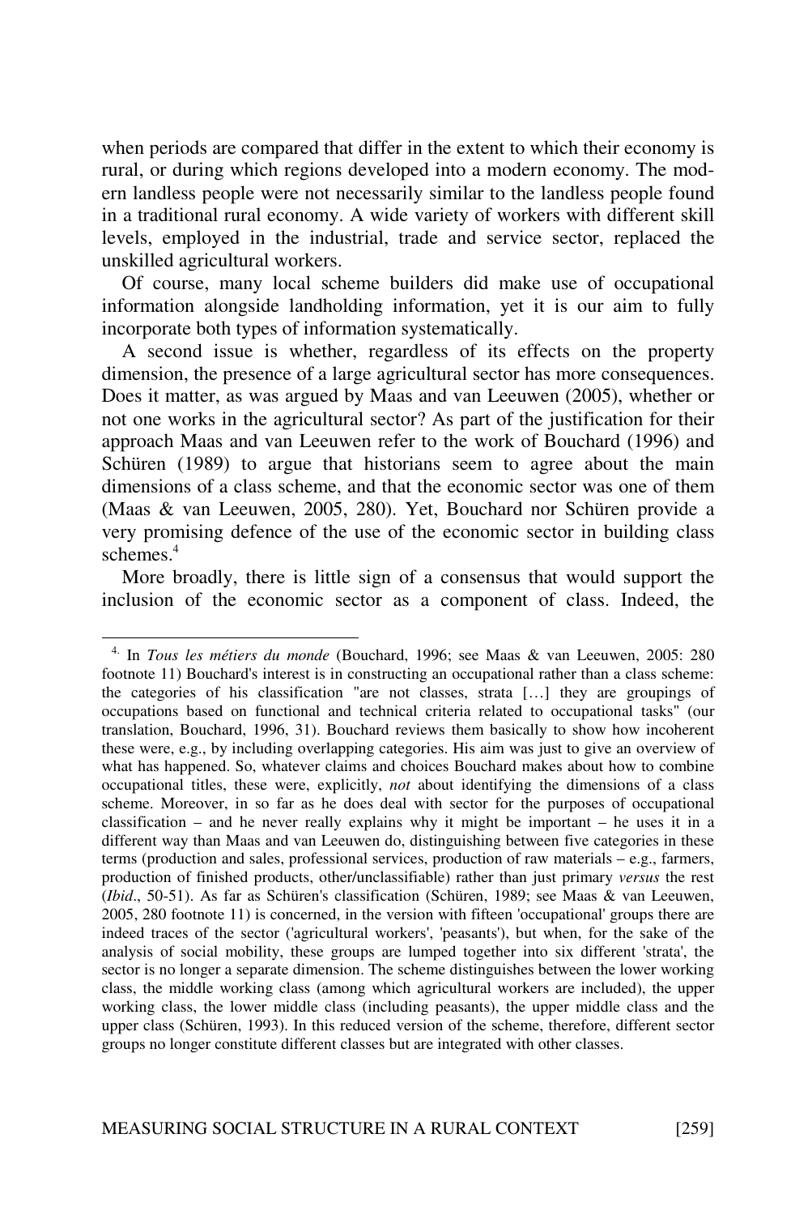when periods are compared that differ in the extent to which their economy is rural, or during which regions developed into a modern economy. The modern landless people were not necessarily similar to the landless people found in a traditional rural economy. A wide variety of workers with different skill levels, employed in the industrial, trade and service sector, replaced the unskilled agricultural workers.

Of course, many local scheme builders did make use of occupational information alongside landholding information, yet it is our aim to fully incorporate both types of information systematically.

A second issue is whether, regardless of its effects on the property dimension, the presence of a large agricultural sector has more consequences. Does it matter, as was argued by Maas and van Leeuwen (2005), whether or not one works in the agricultural sector? As part of the justification for their approach Maas and van Leeuwen refer to the work of Bouchard (1996) and Schüren (1989) to argue that historians seem to agree about the main dimensions of a class scheme, and that the economic sector was one of them (Maas & van Leeuwen, 2005, 280). Yet, Bouchard nor Schüren provide a very promising defence of the use of the economic sector in building class schemes.[4]

More broadly, there is little sign of a consensus that would support the inclusion of the economic sector as a component of class. Indeed, the

---

[4] In *Tous les métiers du monde* (Bouchard, 1996; see Maas & van Leeuwen, 2005: 280 footnote 11) Bouchard's interest is in constructing an occupational rather than a class scheme: the categories of his classification "are not classes, strata […] they are groupings of occupations based on functional and technical criteria related to occupational tasks" (our translation, Bouchard, 1996, 31). Bouchard reviews them basically to show how incoherent these were, e.g., by including overlapping categories. His aim was just to give an overview of what has happened. So, whatever claims and choices Bouchard makes about how to combine occupational titles, these were, explicitly, *not* about identifying the dimensions of a class scheme. Moreover, in so far as he does deal with sector for the purposes of occupational classification – and he never really explains why it might be important – he uses it in a different way than Maas and van Leeuwen do, distinguishing between five categories in these terms (production and sales, professional services, production of raw materials – e.g., farmers, production of finished products, other/unclassifiable) rather than just primary *versus* the rest (*Ibid*., 50-51). As far as Schüren's classification (Schüren, 1989; see Maas & van Leeuwen, 2005, 280 footnote 11) is concerned, in the version with fifteen 'occupational' groups there are indeed traces of the sector ('agricultural workers', 'peasants'), but when, for the sake of the analysis of social mobility, these groups are lumped together into six different 'strata', the sector is no longer a separate dimension. The scheme distinguishes between the lower working class, the middle working class (among which agricultural workers are included), the upper working class, the lower middle class (including peasants), the upper middle class and the upper class (Schüren, 1993). In this reduced version of the scheme, therefore, different sector groups no longer constitute different classes but are integrated with other classes.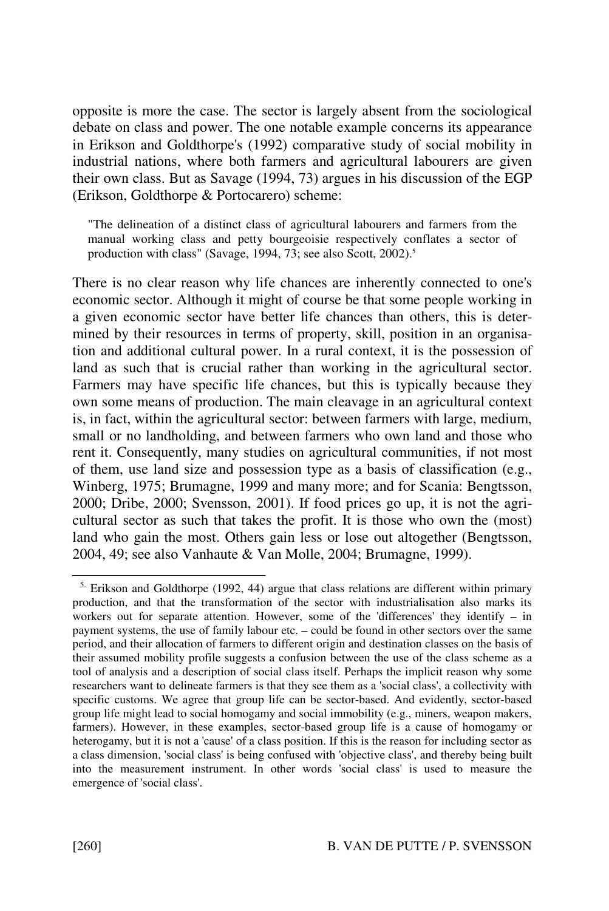opposite is more the case. The sector is largely absent from the sociological debate on class and power. The one notable example concerns its appearance in Erikson and Goldthorpe's (1992) comparative study of social mobility in industrial nations, where both farmers and agricultural labourers are given their own class. But as Savage (1994, 73) argues in his discussion of the EGP (Erikson, Goldthorpe & Portocarero) scheme:

> "The delineation of a distinct class of agricultural labourers and farmers from the manual working class and petty bourgeoisie respectively conflates a sector of production with class" (Savage, 1994, 73; see also Scott, 2002).[5]

There is no clear reason why life chances are inherently connected to one's economic sector. Although it might of course be that some people working in a given economic sector have better life chances than others, this is determined by their resources in terms of property, skill, position in an organisation and additional cultural power. In a rural context, it is the possession of land as such that is crucial rather than working in the agricultural sector. Farmers may have specific life chances, but this is typically because they own some means of production. The main cleavage in an agricultural context is, in fact, within the agricultural sector: between farmers with large, medium, small or no landholding, and between farmers who own land and those who rent it. Consequently, many studies on agricultural communities, if not most of them, use land size and possession type as a basis of classification (e.g., Winberg, 1975; Brumagne, 1999 and many more; and for Scania: Bengtsson, 2000; Dribe, 2000; Svensson, 2001). If food prices go up, it is not the agricultural sector as such that takes the profit. It is those who own the (most) land who gain the most. Others gain less or lose out altogether (Bengtsson, 2004, 49; see also Vanhaute & Van Molle, 2004; Brumagne, 1999).

---

[5] Erikson and Goldthorpe (1992, 44) argue that class relations are different within primary production, and that the transformation of the sector with industrialisation also marks its workers out for separate attention. However, some of the 'differences' they identify – in payment systems, the use of family labour etc. – could be found in other sectors over the same period, and their allocation of farmers to different origin and destination classes on the basis of their assumed mobility profile suggests a confusion between the use of the class scheme as a tool of analysis and a description of social class itself. Perhaps the implicit reason why some researchers want to delineate farmers is that they see them as a 'social class', a collectivity with specific customs. We agree that group life can be sector-based. And evidently, sector-based group life might lead to social homogamy and social immobility (e.g., miners, weapon makers, farmers). However, in these examples, sector-based group life is a cause of homogamy or heterogamy, but it is not a 'cause' of a class position. If this is the reason for including sector as a class dimension, 'social class' is being confused with 'objective class', and thereby being built into the measurement instrument. In other words 'social class' is used to measure the emergence of 'social class'.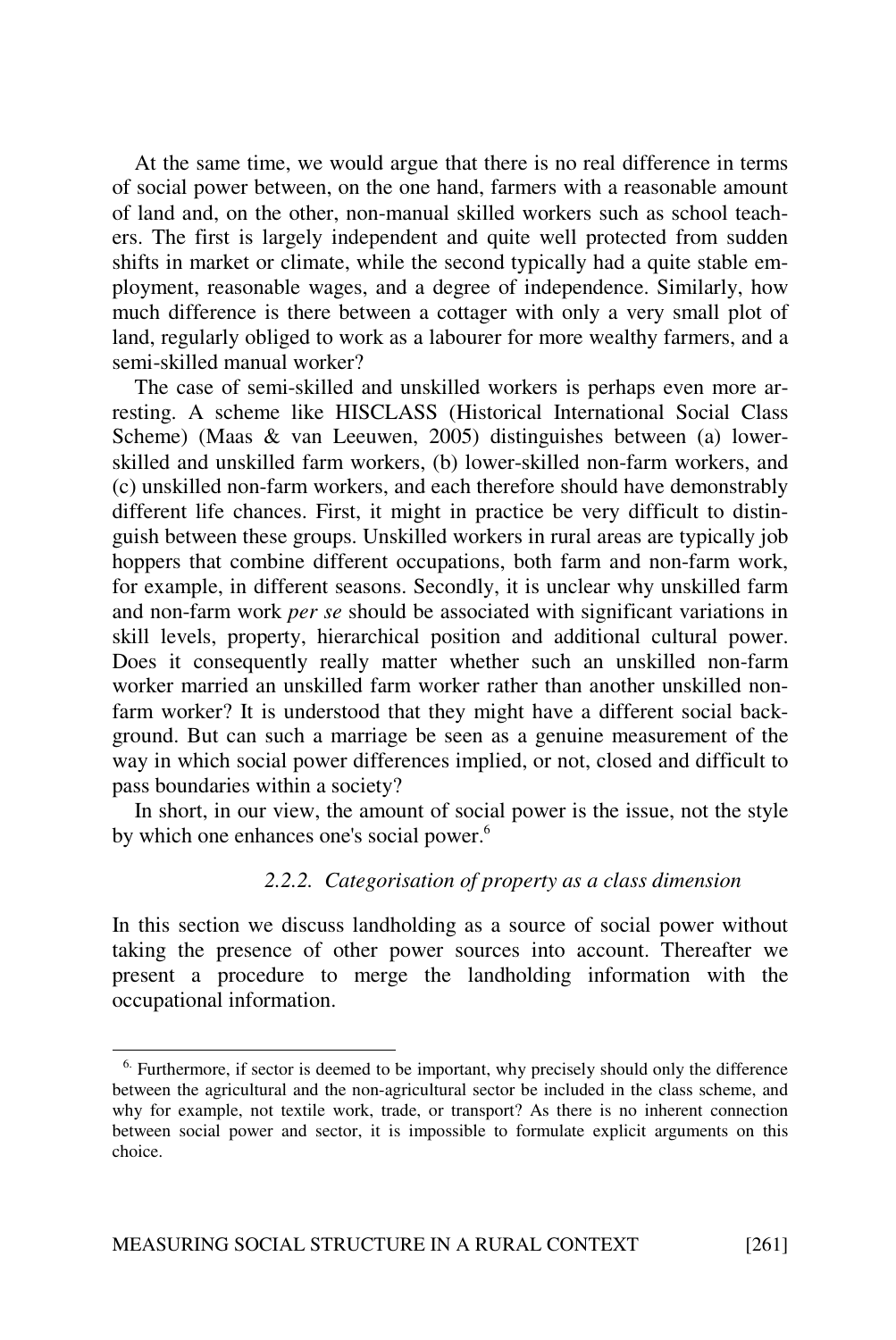At the same time, we would argue that there is no real difference in terms of social power between, on the one hand, farmers with a reasonable amount of land and, on the other, non-manual skilled workers such as school teachers. The first is largely independent and quite well protected from sudden shifts in market or climate, while the second typically had a quite stable employment, reasonable wages, and a degree of independence. Similarly, how much difference is there between a cottager with only a very small plot of land, regularly obliged to work as a labourer for more wealthy farmers, and a semi-skilled manual worker?

The case of semi-skilled and unskilled workers is perhaps even more arresting. A scheme like HISCLASS (Historical International Social Class Scheme) (Maas & van Leeuwen, 2005) distinguishes between (a) lower-skilled and unskilled farm workers, (b) lower-skilled non-farm workers, and (c) unskilled non-farm workers, and each therefore should have demonstrably different life chances. First, it might in practice be very difficult to distinguish between these groups. Unskilled workers in rural areas are typically job hoppers that combine different occupations, both farm and non-farm work, for example, in different seasons. Secondly, it is unclear why unskilled farm and non-farm work *per se* should be associated with significant variations in skill levels, property, hierarchical position and additional cultural power. Does it consequently really matter whether such an unskilled non-farm worker married an unskilled farm worker rather than another unskilled non-farm worker? It is understood that they might have a different social background. But can such a marriage be seen as a genuine measurement of the way in which social power differences implied, or not, closed and difficult to pass boundaries within a society?

In short, in our view, the amount of social power is the issue, not the style by which one enhances one's social power.[6]

### *2.2.2. Categorisation of property as a class dimension*

In this section we discuss landholding as a source of social power without taking the presence of other power sources into account. Thereafter we present a procedure to merge the landholding information with the occupational information.

---

[6] Furthermore, if sector is deemed to be important, why precisely should only the difference between the agricultural and the non-agricultural sector be included in the class scheme, and why for example, not textile work, trade, or transport? As there is no inherent connection between social power and sector, it is impossible to formulate explicit arguments on this choice.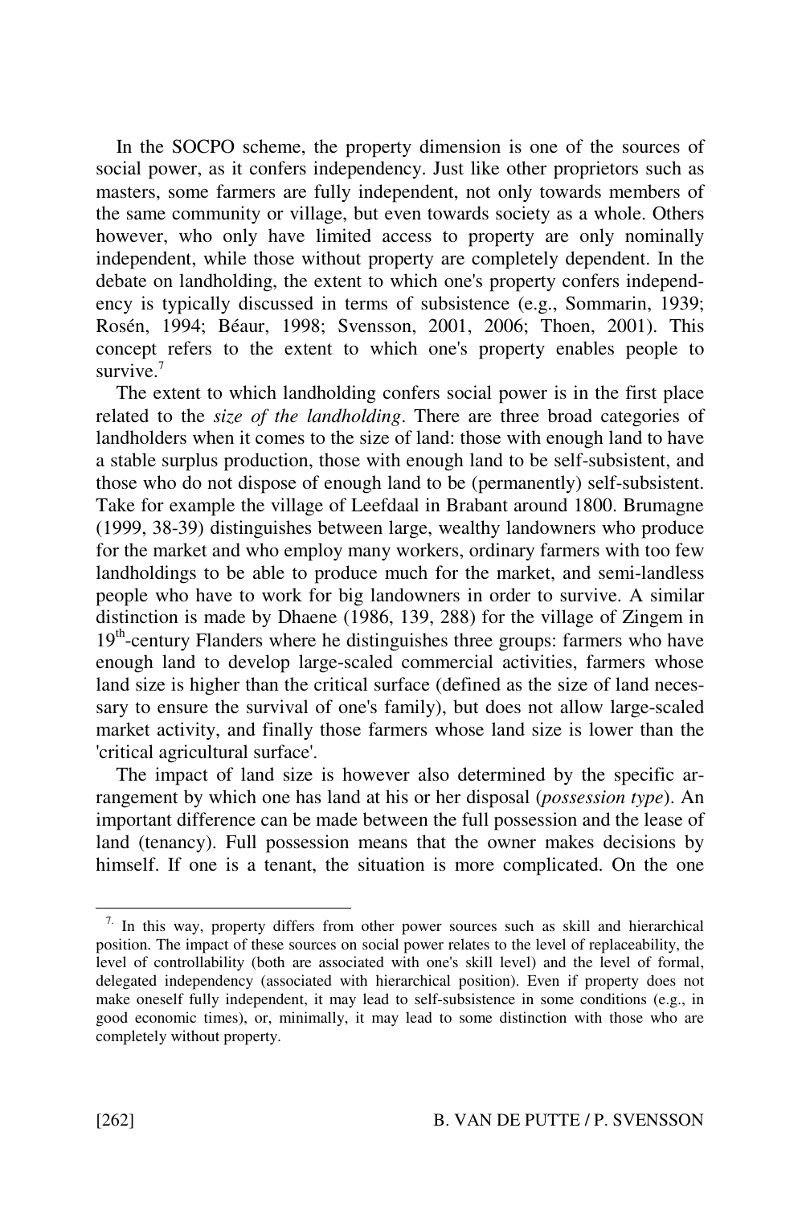In the SOCPO scheme, the property dimension is one of the sources of social power, as it confers independency. Just like other proprietors such as masters, some farmers are fully independent, not only towards members of the same community or village, but even towards society as a whole. Others however, who only have limited access to property are only nominally independent, while those without property are completely dependent. In the debate on landholding, the extent to which one's property confers independency is typically discussed in terms of subsistence (e.g., Sommarin, 1939; Rosén, 1994; Béaur, 1998; Svensson, 2001, 2006; Thoen, 2001). This concept refers to the extent to which one's property enables people to survive.[7]

The extent to which landholding confers social power is in the first place related to the *size of the landholding*. There are three broad categories of landholders when it comes to the size of land: those with enough land to have a stable surplus production, those with enough land to be self-subsistent, and those who do not dispose of enough land to be (permanently) self-subsistent. Take for example the village of Leefdaal in Brabant around 1800. Brumagne (1999, 38-39) distinguishes between large, wealthy landowners who produce for the market and who employ many workers, ordinary farmers with too few landholdings to be able to produce much for the market, and semi-landless people who have to work for big landowners in order to survive. A similar distinction is made by Dhaene (1986, 139, 288) for the village of Zingem in 19th-century Flanders where he distinguishes three groups: farmers who have enough land to develop large-scaled commercial activities, farmers whose land size is higher than the critical surface (defined as the size of land necessary to ensure the survival of one's family), but does not allow large-scaled market activity, and finally those farmers whose land size is lower than the 'critical agricultural surface'.

The impact of land size is however also determined by the specific arrangement by which one has land at his or her disposal (*possession type*). An important difference can be made between the full possession and the lease of land (tenancy). Full possession means that the owner makes decisions by himself. If one is a tenant, the situation is more complicated. On the one

---

[7] In this way, property differs from other power sources such as skill and hierarchical position. The impact of these sources on social power relates to the level of replaceability, the level of controllability (both are associated with one's skill level) and the level of formal, delegated independency (associated with hierarchical position). Even if property does not make oneself fully independent, it may lead to self-subsistence in some conditions (e.g., in good economic times), or, minimally, it may lead to some distinction with those who are completely without property.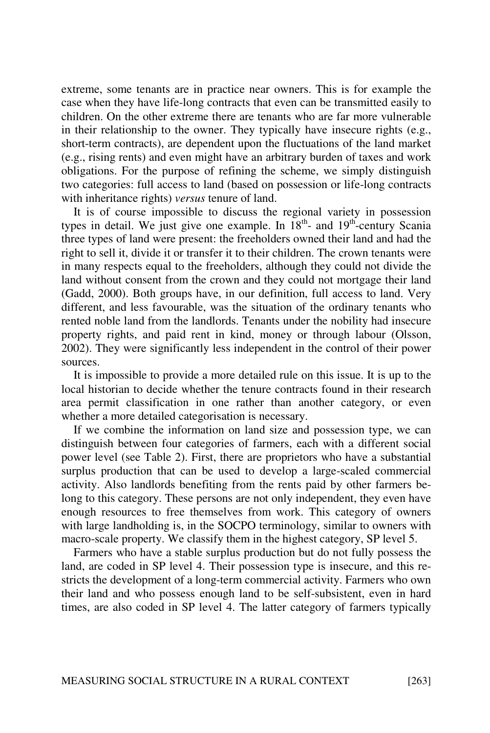extreme, some tenants are in practice near owners. This is for example the case when they have life-long contracts that even can be transmitted easily to children. On the other extreme there are tenants who are far more vulnerable in their relationship to the owner. They typically have insecure rights (e.g., short-term contracts), are dependent upon the fluctuations of the land market (e.g., rising rents) and even might have an arbitrary burden of taxes and work obligations. For the purpose of refining the scheme, we simply distinguish two categories: full access to land (based on possession or life-long contracts with inheritance rights) *versus* tenure of land.

It is of course impossible to discuss the regional variety in possession types in detail. We just give one example. In 18th- and 19th-century Scania three types of land were present: the freeholders owned their land and had the right to sell it, divide it or transfer it to their children. The crown tenants were in many respects equal to the freeholders, although they could not divide the land without consent from the crown and they could not mortgage their land (Gadd, 2000). Both groups have, in our definition, full access to land. Very different, and less favourable, was the situation of the ordinary tenants who rented noble land from the landlords. Tenants under the nobility had insecure property rights, and paid rent in kind, money or through labour (Olsson, 2002). They were significantly less independent in the control of their power sources.

It is impossible to provide a more detailed rule on this issue. It is up to the local historian to decide whether the tenure contracts found in their research area permit classification in one rather than another category, or even whether a more detailed categorisation is necessary.

If we combine the information on land size and possession type, we can distinguish between four categories of farmers, each with a different social power level (see Table 2). First, there are proprietors who have a substantial surplus production that can be used to develop a large-scaled commercial activity. Also landlords benefiting from the rents paid by other farmers belong to this category. These persons are not only independent, they even have enough resources to free themselves from work. This category of owners with large landholding is, in the SOCPO terminology, similar to owners with macro-scale property. We classify them in the highest category, SP level 5.

Farmers who have a stable surplus production but do not fully possess the land, are coded in SP level 4. Their possession type is insecure, and this restricts the development of a long-term commercial activity. Farmers who own their land and who possess enough land to be self-subsistent, even in hard times, are also coded in SP level 4. The latter category of farmers typically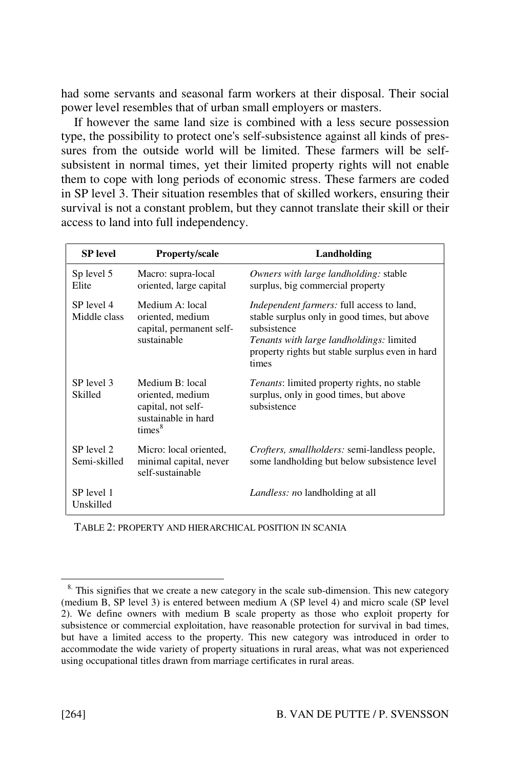had some servants and seasonal farm workers at their disposal. Their social power level resembles that of urban small employers or masters.

If however the same land size is combined with a less secure possession type, the possibility to protect one's self-subsistence against all kinds of pressures from the outside world will be limited. These farmers will be self-subsistent in normal times, yet their limited property rights will not enable them to cope with long periods of economic stress. These farmers are coded in SP level 3. Their situation resembles that of skilled workers, ensuring their survival is not a constant problem, but they cannot translate their skill or their access to land into full independency.

| SP level | Property/scale | Landholding |
|---|---|---|
| Sp level 5 Elite | Macro: supra-local oriented, large capital | *Owners with large landholding:* stable surplus, big commercial property |
| SP level 4 Middle class | Medium A: local oriented, medium capital, permanent self-sustainable | *Independent farmers:* full access to land, stable surplus only in good times, but above subsistence<br>*Tenants with large landholdings:* limited property rights but stable surplus even in hard times |
| SP level 3 Skilled | Medium B: local oriented, medium capital, not self-sustainable in hard times[8] | *Tenants*: limited property rights, no stable surplus, only in good times, but above subsistence |
| SP level 2 Semi-skilled | Micro: local oriented, minimal capital, never self-sustainable | *Crofters, smallholders:* semi-landless people, some landholding but below subsistence level |
| SP level 1 Unskilled | | *Landless: n*o landholding at all |

TABLE 2: PROPERTY AND HIERARCHICAL POSITION IN SCANIA

[8] This signifies that we create a new category in the scale sub-dimension. This new category (medium B, SP level 3) is entered between medium A (SP level 4) and micro scale (SP level 2). We define owners with medium B scale property as those who exploit property for subsistence or commercial exploitation, have reasonable protection for survival in bad times, but have a limited access to the property. This new category was introduced in order to accommodate the wide variety of property situations in rural areas, what was not experienced using occupational titles drawn from marriage certificates in rural areas.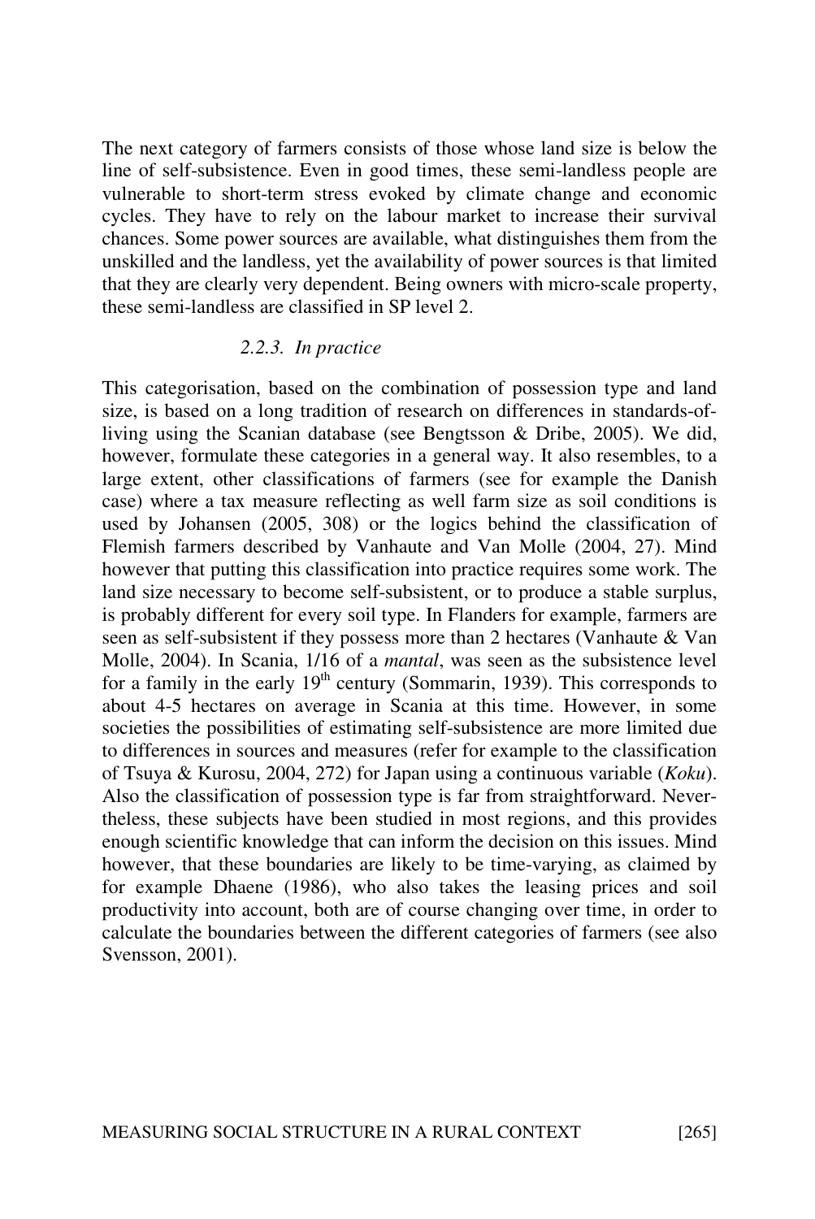The next category of farmers consists of those whose land size is below the line of self-subsistence. Even in good times, these semi-landless people are vulnerable to short-term stress evoked by climate change and economic cycles. They have to rely on the labour market to increase their survival chances. Some power sources are available, what distinguishes them from the unskilled and the landless, yet the availability of power sources is that limited that they are clearly very dependent. Being owners with micro-scale property, these semi-landless are classified in SP level 2.

### *2.2.3. In practice*

This categorisation, based on the combination of possession type and land size, is based on a long tradition of research on differences in standards-of-living using the Scanian database (see Bengtsson & Dribe, 2005). We did, however, formulate these categories in a general way. It also resembles, to a large extent, other classifications of farmers (see for example the Danish case) where a tax measure reflecting as well farm size as soil conditions is used by Johansen (2005, 308) or the logics behind the classification of Flemish farmers described by Vanhaute and Van Molle (2004, 27). Mind however that putting this classification into practice requires some work. The land size necessary to become self-subsistent, or to produce a stable surplus, is probably different for every soil type. In Flanders for example, farmers are seen as self-subsistent if they possess more than 2 hectares (Vanhaute & Van Molle, 2004). In Scania, 1/16 of a *mantal*, was seen as the subsistence level for a family in the early 19th century (Sommarin, 1939). This corresponds to about 4-5 hectares on average in Scania at this time. However, in some societies the possibilities of estimating self-subsistence are more limited due to differences in sources and measures (refer for example to the classification of Tsuya & Kurosu, 2004, 272) for Japan using a continuous variable (*Koku*). Also the classification of possession type is far from straightforward. Nevertheless, these subjects have been studied in most regions, and this provides enough scientific knowledge that can inform the decision on this issues. Mind however, that these boundaries are likely to be time-varying, as claimed by for example Dhaene (1986), who also takes the leasing prices and soil productivity into account, both are of course changing over time, in order to calculate the boundaries between the different categories of farmers (see also Svensson, 2001).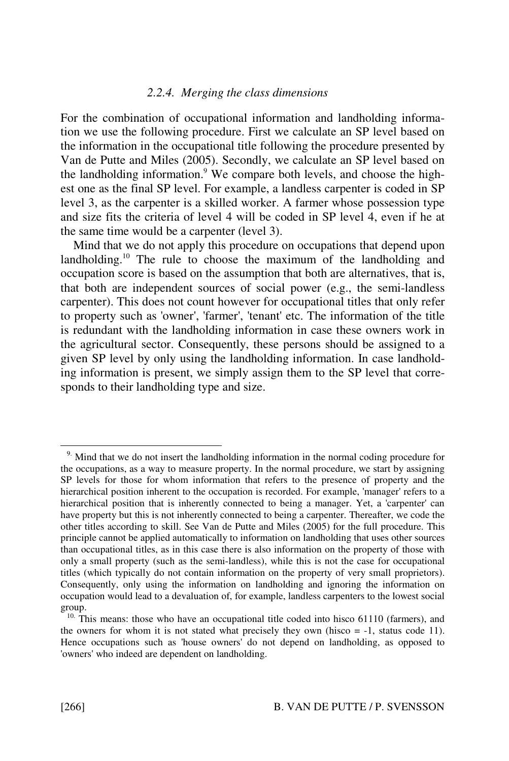### *2.2.4. Merging the class dimensions*

For the combination of occupational information and landholding information we use the following procedure. First we calculate an SP level based on the information in the occupational title following the procedure presented by Van de Putte and Miles (2005). Secondly, we calculate an SP level based on the landholding information.[9] We compare both levels, and choose the highest one as the final SP level. For example, a landless carpenter is coded in SP level 3, as the carpenter is a skilled worker. A farmer whose possession type and size fits the criteria of level 4 will be coded in SP level 4, even if he at the same time would be a carpenter (level 3).

Mind that we do not apply this procedure on occupations that depend upon landholding.[10] The rule to choose the maximum of the landholding and occupation score is based on the assumption that both are alternatives, that is, that both are independent sources of social power (e.g., the semi-landless carpenter). This does not count however for occupational titles that only refer to property such as 'owner', 'farmer', 'tenant' etc. The information of the title is redundant with the landholding information in case these owners work in the agricultural sector. Consequently, these persons should be assigned to a given SP level by only using the landholding information. In case landholding information is present, we simply assign them to the SP level that corresponds to their landholding type and size.

---

[9] Mind that we do not insert the landholding information in the normal coding procedure for the occupations, as a way to measure property. In the normal procedure, we start by assigning SP levels for those for whom information that refers to the presence of property and the hierarchical position inherent to the occupation is recorded. For example, 'manager' refers to a hierarchical position that is inherently connected to being a manager. Yet, a 'carpenter' can have property but this is not inherently connected to being a carpenter. Thereafter, we code the other titles according to skill. See Van de Putte and Miles (2005) for the full procedure. This principle cannot be applied automatically to information on landholding that uses other sources than occupational titles, as in this case there is also information on the property of those with only a small property (such as the semi-landless), while this is not the case for occupational titles (which typically do not contain information on the property of very small proprietors). Consequently, only using the information on landholding and ignoring the information on occupation would lead to a devaluation of, for example, landless carpenters to the lowest social group.

[10] This means: those who have an occupational title coded into hisco 61110 (farmers), and the owners for whom it is not stated what precisely they own (hisco = -1, status code 11). Hence occupations such as 'house owners' do not depend on landholding, as opposed to 'owners' who indeed are dependent on landholding.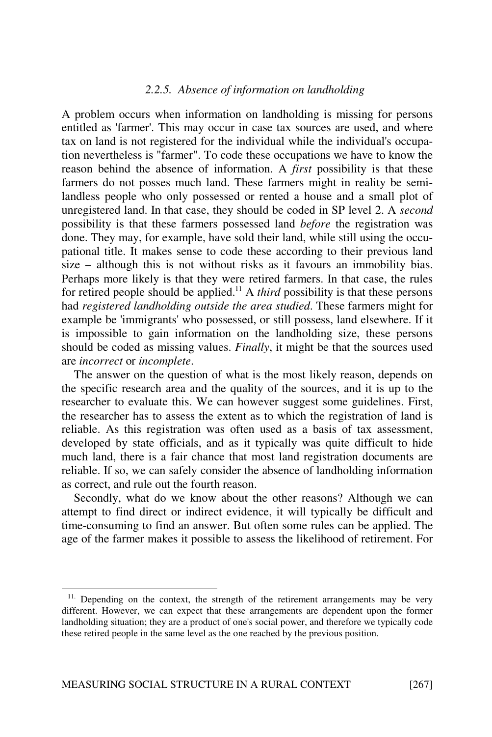### *2.2.5. Absence of information on landholding*

A problem occurs when information on landholding is missing for persons entitled as 'farmer'. This may occur in case tax sources are used, and where tax on land is not registered for the individual while the individual's occupation nevertheless is "farmer". To code these occupations we have to know the reason behind the absence of information. A *first* possibility is that these farmers do not posses much land. These farmers might in reality be semi-landless people who only possessed or rented a house and a small plot of unregistered land. In that case, they should be coded in SP level 2. A *second* possibility is that these farmers possessed land *before* the registration was done. They may, for example, have sold their land, while still using the occupational title. It makes sense to code these according to their previous land size – although this is not without risks as it favours an immobility bias. Perhaps more likely is that they were retired farmers. In that case, the rules for retired people should be applied.[11] A *third* possibility is that these persons had *registered landholding outside the area studied*. These farmers might for example be 'immigrants' who possessed, or still possess, land elsewhere. If it is impossible to gain information on the landholding size, these persons should be coded as missing values. *Finally*, it might be that the sources used are *incorrect* or *incomplete*.

The answer on the question of what is the most likely reason, depends on the specific research area and the quality of the sources, and it is up to the researcher to evaluate this. We can however suggest some guidelines. First, the researcher has to assess the extent as to which the registration of land is reliable. As this registration was often used as a basis of tax assessment, developed by state officials, and as it typically was quite difficult to hide much land, there is a fair chance that most land registration documents are reliable. If so, we can safely consider the absence of landholding information as correct, and rule out the fourth reason.

Secondly, what do we know about the other reasons? Although we can attempt to find direct or indirect evidence, it will typically be difficult and time-consuming to find an answer. But often some rules can be applied. The age of the farmer makes it possible to assess the likelihood of retirement. For

---

[11] Depending on the context, the strength of the retirement arrangements may be very different. However, we can expect that these arrangements are dependent upon the former landholding situation; they are a product of one's social power, and therefore we typically code these retired people in the same level as the one reached by the previous position.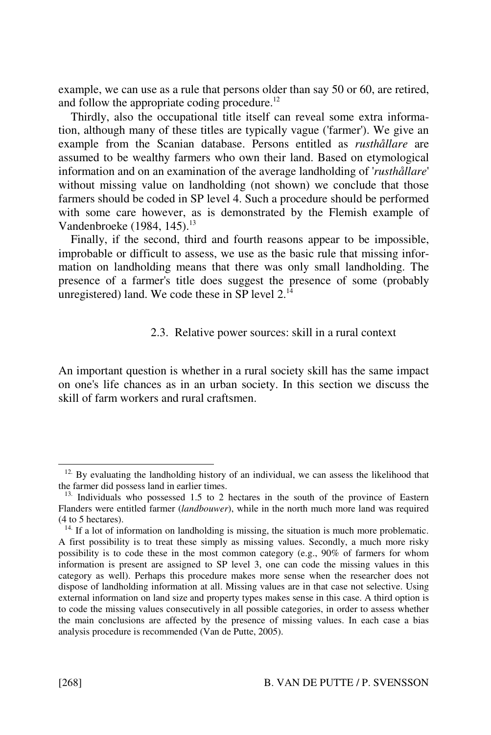example, we can use as a rule that persons older than say 50 or 60, are retired, and follow the appropriate coding procedure.[12]

Thirdly, also the occupational title itself can reveal some extra information, although many of these titles are typically vague ('farmer'). We give an example from the Scanian database. Persons entitled as *rusthållare* are assumed to be wealthy farmers who own their land. Based on etymological information and on an examination of the average landholding of '*rusthållare*' without missing value on landholding (not shown) we conclude that those farmers should be coded in SP level 4. Such a procedure should be performed with some care however, as is demonstrated by the Flemish example of Vandenbroeke (1984, 145).[13]

Finally, if the second, third and fourth reasons appear to be impossible, improbable or difficult to assess, we use as the basic rule that missing information on landholding means that there was only small landholding. The presence of a farmer's title does suggest the presence of some (probably unregistered) land. We code these in SP level 2.[14]

### 2.3. Relative power sources: skill in a rural context

An important question is whether in a rural society skill has the same impact on one's life chances as in an urban society. In this section we discuss the skill of farm workers and rural craftsmen.

---

[12] By evaluating the landholding history of an individual, we can assess the likelihood that the farmer did possess land in earlier times.

[13] Individuals who possessed 1.5 to 2 hectares in the south of the province of Eastern Flanders were entitled farmer (*landbouwer*), while in the north much more land was required (4 to 5 hectares).

[14] If a lot of information on landholding is missing, the situation is much more problematic. A first possibility is to treat these simply as missing values. Secondly, a much more risky possibility is to code these in the most common category (e.g., 90% of farmers for whom information is present are assigned to SP level 3, one can code the missing values in this category as well). Perhaps this procedure makes more sense when the researcher does not dispose of landholding information at all. Missing values are in that case not selective. Using external information on land size and property types makes sense in this case. A third option is to code the missing values consecutively in all possible categories, in order to assess whether the main conclusions are affected by the presence of missing values. In each case a bias analysis procedure is recommended (Van de Putte, 2005).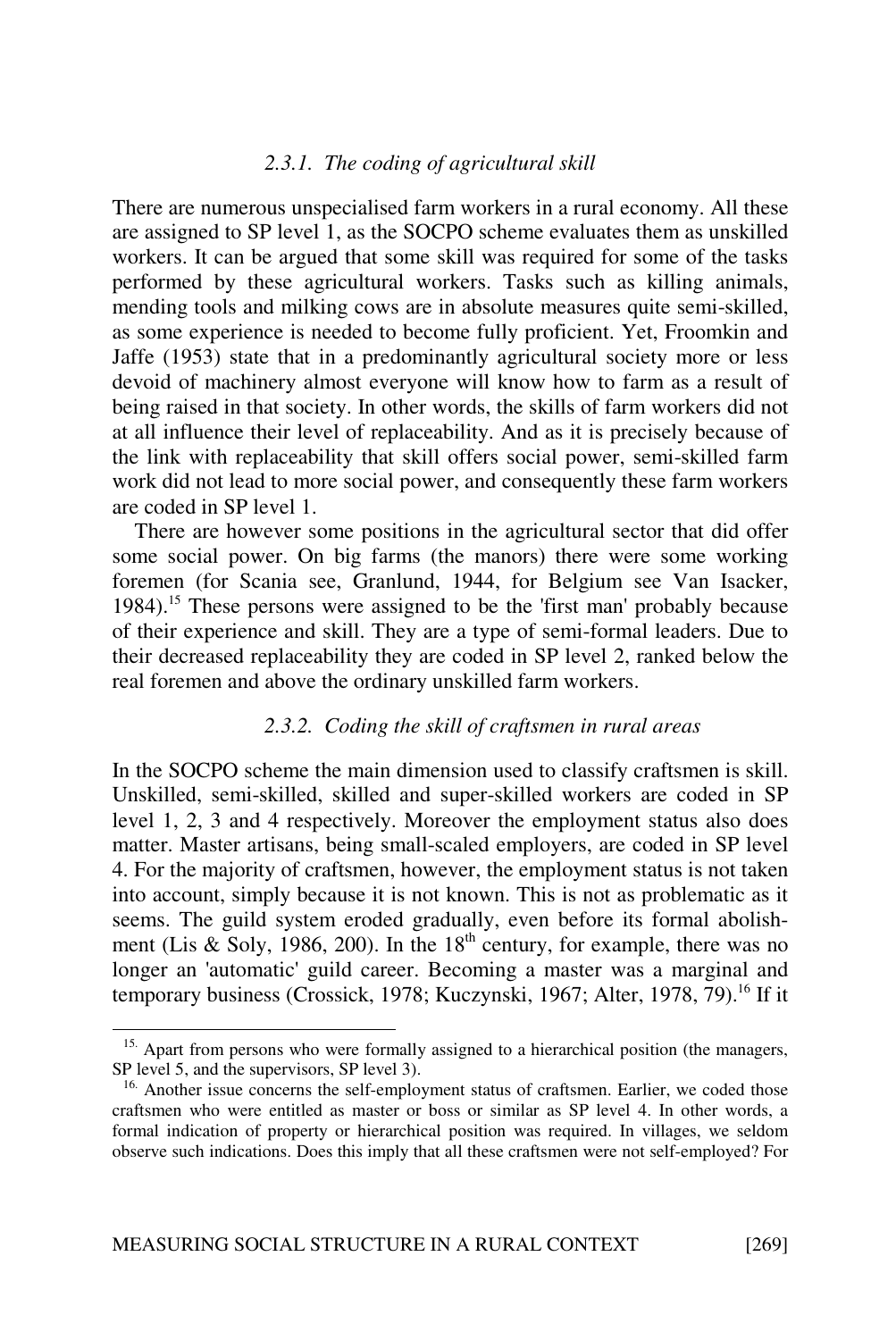### *2.3.1. The coding of agricultural skill*

There are numerous unspecialised farm workers in a rural economy. All these are assigned to SP level 1, as the SOCPO scheme evaluates them as unskilled workers. It can be argued that some skill was required for some of the tasks performed by these agricultural workers. Tasks such as killing animals, mending tools and milking cows are in absolute measures quite semi-skilled, as some experience is needed to become fully proficient. Yet, Froomkin and Jaffe (1953) state that in a predominantly agricultural society more or less devoid of machinery almost everyone will know how to farm as a result of being raised in that society. In other words, the skills of farm workers did not at all influence their level of replaceability. And as it is precisely because of the link with replaceability that skill offers social power, semi-skilled farm work did not lead to more social power, and consequently these farm workers are coded in SP level 1.

There are however some positions in the agricultural sector that did offer some social power. On big farms (the manors) there were some working foremen (for Scania see, Granlund, 1944, for Belgium see Van Isacker, 1984).[15] These persons were assigned to be the 'first man' probably because of their experience and skill. They are a type of semi-formal leaders. Due to their decreased replaceability they are coded in SP level 2, ranked below the real foremen and above the ordinary unskilled farm workers.

### *2.3.2. Coding the skill of craftsmen in rural areas*

In the SOCPO scheme the main dimension used to classify craftsmen is skill. Unskilled, semi-skilled, skilled and super-skilled workers are coded in SP level 1, 2, 3 and 4 respectively. Moreover the employment status also does matter. Master artisans, being small-scaled employers, are coded in SP level 4. For the majority of craftsmen, however, the employment status is not taken into account, simply because it is not known. This is not as problematic as it seems. The guild system eroded gradually, even before its formal abolishment (Lis & Soly, 1986, 200). In the 18th century, for example, there was no longer an 'automatic' guild career. Becoming a master was a marginal and temporary business (Crossick, 1978; Kuczynski, 1967; Alter, 1978, 79).[16] If it

[15] Apart from persons who were formally assigned to a hierarchical position (the managers, SP level 5, and the supervisors, SP level 3).

[16] Another issue concerns the self-employment status of craftsmen. Earlier, we coded those craftsmen who were entitled as master or boss or similar as SP level 4. In other words, a formal indication of property or hierarchical position was required. In villages, we seldom observe such indications. Does this imply that all these craftsmen were not self-employed? For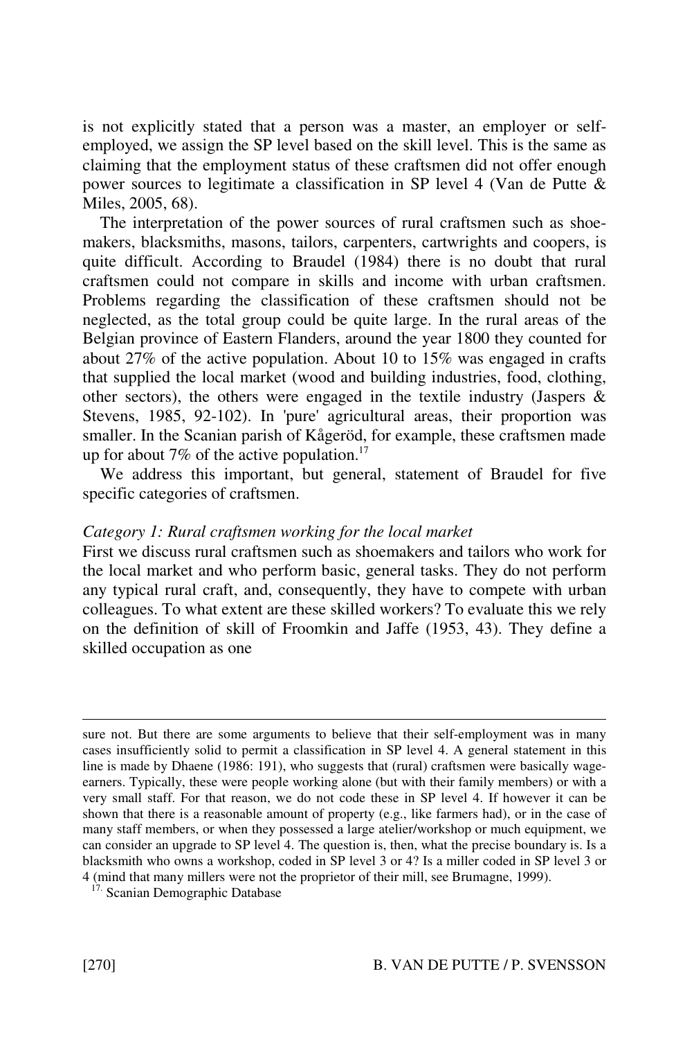is not explicitly stated that a person was a master, an employer or self-employed, we assign the SP level based on the skill level. This is the same as claiming that the employment status of these craftsmen did not offer enough power sources to legitimate a classification in SP level 4 (Van de Putte & Miles, 2005, 68).

The interpretation of the power sources of rural craftsmen such as shoemakers, blacksmiths, masons, tailors, carpenters, cartwrights and coopers, is quite difficult. According to Braudel (1984) there is no doubt that rural craftsmen could not compare in skills and income with urban craftsmen. Problems regarding the classification of these craftsmen should not be neglected, as the total group could be quite large. In the rural areas of the Belgian province of Eastern Flanders, around the year 1800 they counted for about 27% of the active population. About 10 to 15% was engaged in crafts that supplied the local market (wood and building industries, food, clothing, other sectors), the others were engaged in the textile industry (Jaspers & Stevens, 1985, 92-102). In 'pure' agricultural areas, their proportion was smaller. In the Scanian parish of Kågeröd, for example, these craftsmen made up for about 7% of the active population.[17]

We address this important, but general, statement of Braudel for five specific categories of craftsmen.

*Category 1: Rural craftsmen working for the local market*

First we discuss rural craftsmen such as shoemakers and tailors who work for the local market and who perform basic, general tasks. They do not perform any typical rural craft, and, consequently, they have to compete with urban colleagues. To what extent are these skilled workers? To evaluate this we rely on the definition of skill of Froomkin and Jaffe (1953, 43). They define a skilled occupation as one

---

sure not. But there are some arguments to believe that their self-employment was in many cases insufficiently solid to permit a classification in SP level 4. A general statement in this line is made by Dhaene (1986: 191), who suggests that (rural) craftsmen were basically wage-earners. Typically, these were people working alone (but with their family members) or with a very small staff. For that reason, we do not code these in SP level 4. If however it can be shown that there is a reasonable amount of property (e.g., like farmers had), or in the case of many staff members, or when they possessed a large atelier/workshop or much equipment, we can consider an upgrade to SP level 4. The question is, then, what the precise boundary is. Is a blacksmith who owns a workshop, coded in SP level 3 or 4? Is a miller coded in SP level 3 or 4 (mind that many millers were not the proprietor of their mill, see Brumagne, 1999).

[17] Scanian Demographic Database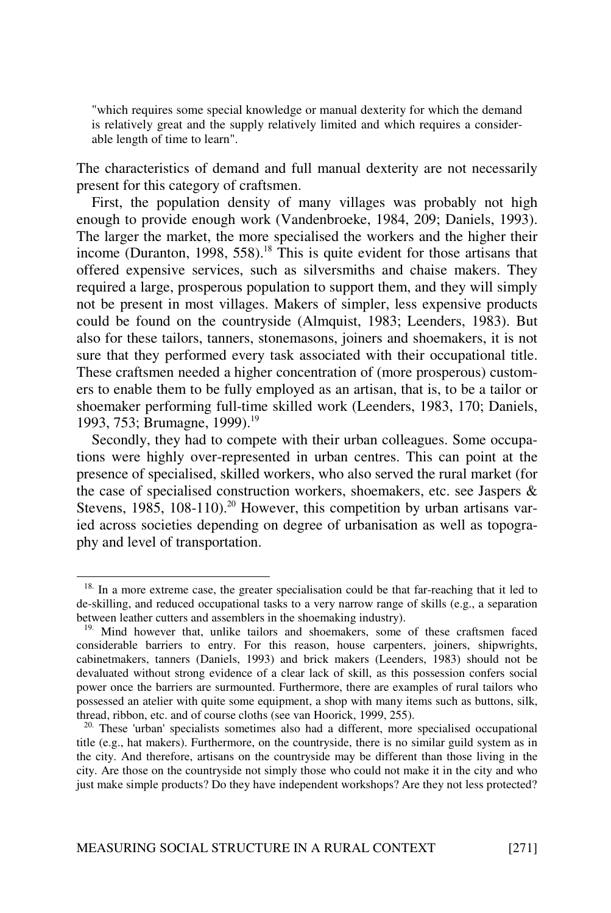> "which requires some special knowledge or manual dexterity for which the demand is relatively great and the supply relatively limited and which requires a considerable length of time to learn".

The characteristics of demand and full manual dexterity are not necessarily present for this category of craftsmen.

First, the population density of many villages was probably not high enough to provide enough work (Vandenbroeke, 1984, 209; Daniels, 1993). The larger the market, the more specialised the workers and the higher their income (Duranton, 1998, 558).[18] This is quite evident for those artisans that offered expensive services, such as silversmiths and chaise makers. They required a large, prosperous population to support them, and they will simply not be present in most villages. Makers of simpler, less expensive products could be found on the countryside (Almquist, 1983; Leenders, 1983). But also for these tailors, tanners, stonemasons, joiners and shoemakers, it is not sure that they performed every task associated with their occupational title. These craftsmen needed a higher concentration of (more prosperous) customers to enable them to be fully employed as an artisan, that is, to be a tailor or shoemaker performing full-time skilled work (Leenders, 1983, 170; Daniels, 1993, 753; Brumagne, 1999).[19]

Secondly, they had to compete with their urban colleagues. Some occupations were highly over-represented in urban centres. This can point at the presence of specialised, skilled workers, who also served the rural market (for the case of specialised construction workers, shoemakers, etc. see Jaspers & Stevens, 1985, 108-110).[20] However, this competition by urban artisans varied across societies depending on degree of urbanisation as well as topography and level of transportation.

---

[18] In a more extreme case, the greater specialisation could be that far-reaching that it led to de-skilling, and reduced occupational tasks to a very narrow range of skills (e.g., a separation between leather cutters and assemblers in the shoemaking industry).

[19] Mind however that, unlike tailors and shoemakers, some of these craftsmen faced considerable barriers to entry. For this reason, house carpenters, joiners, shipwrights, cabinetmakers, tanners (Daniels, 1993) and brick makers (Leenders, 1983) should not be devaluated without strong evidence of a clear lack of skill, as this possession confers social power once the barriers are surmounted. Furthermore, there are examples of rural tailors who possessed an atelier with quite some equipment, a shop with many items such as buttons, silk, thread, ribbon, etc. and of course cloths (see van Hoorick, 1999, 255).

[20] These 'urban' specialists sometimes also had a different, more specialised occupational title (e.g., hat makers). Furthermore, on the countryside, there is no similar guild system as in the city. And therefore, artisans on the countryside may be different than those living in the city. Are those on the countryside not simply those who could not make it in the city and who just make simple products? Do they have independent workshops? Are they not less protected?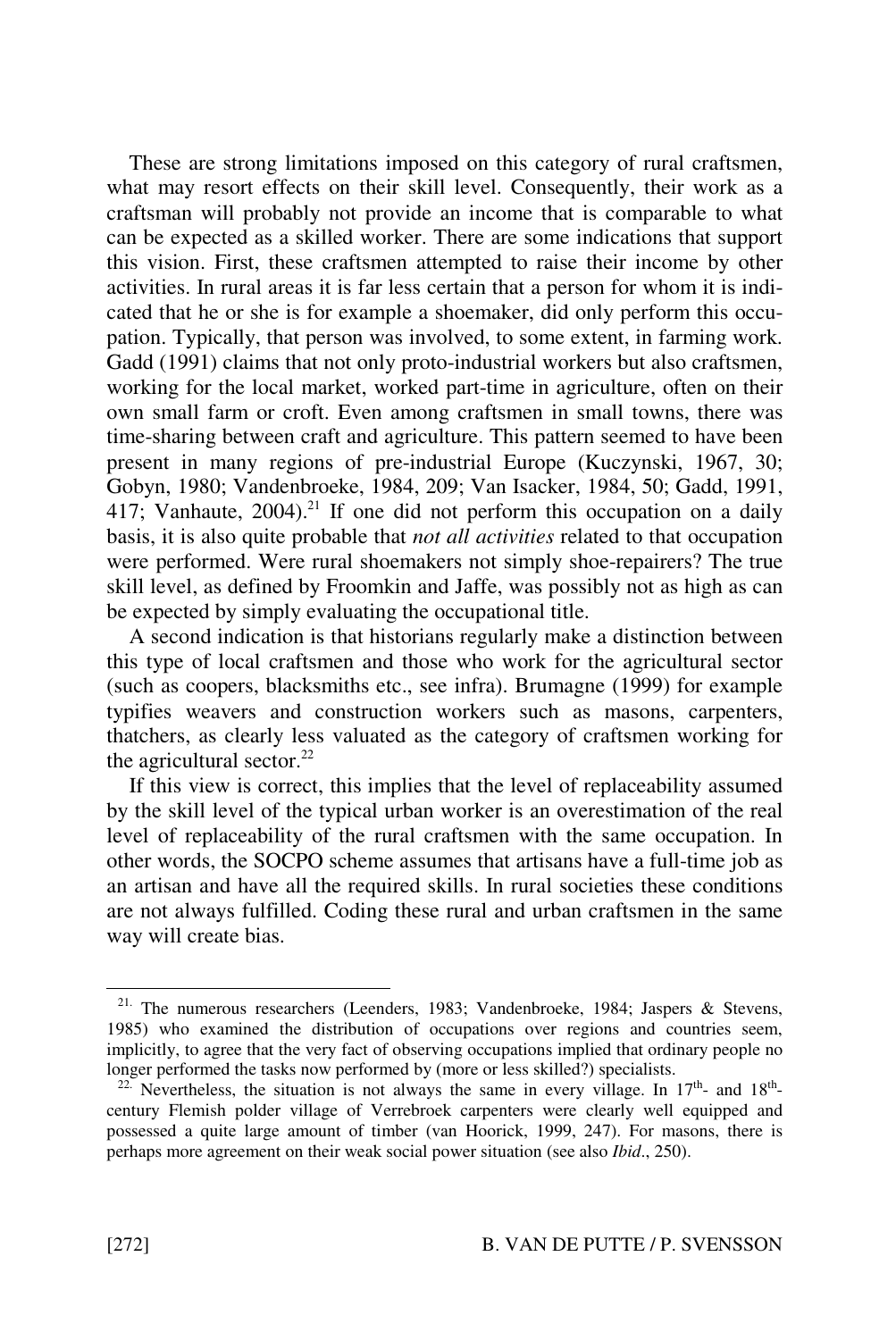These are strong limitations imposed on this category of rural craftsmen, what may resort effects on their skill level. Consequently, their work as a craftsman will probably not provide an income that is comparable to what can be expected as a skilled worker. There are some indications that support this vision. First, these craftsmen attempted to raise their income by other activities. In rural areas it is far less certain that a person for whom it is indicated that he or she is for example a shoemaker, did only perform this occupation. Typically, that person was involved, to some extent, in farming work. Gadd (1991) claims that not only proto-industrial workers but also craftsmen, working for the local market, worked part-time in agriculture, often on their own small farm or croft. Even among craftsmen in small towns, there was time-sharing between craft and agriculture. This pattern seemed to have been present in many regions of pre-industrial Europe (Kuczynski, 1967, 30; Gobyn, 1980; Vandenbroeke, 1984, 209; Van Isacker, 1984, 50; Gadd, 1991, 417; Vanhaute, 2004).[21] If one did not perform this occupation on a daily basis, it is also quite probable that *not all activities* related to that occupation were performed. Were rural shoemakers not simply shoe-repairers? The true skill level, as defined by Froomkin and Jaffe, was possibly not as high as can be expected by simply evaluating the occupational title.

A second indication is that historians regularly make a distinction between this type of local craftsmen and those who work for the agricultural sector (such as coopers, blacksmiths etc., see infra). Brumagne (1999) for example typifies weavers and construction workers such as masons, carpenters, thatchers, as clearly less valuated as the category of craftsmen working for the agricultural sector.[22]

If this view is correct, this implies that the level of replaceability assumed by the skill level of the typical urban worker is an overestimation of the real level of replaceability of the rural craftsmen with the same occupation. In other words, the SOCPO scheme assumes that artisans have a full-time job as an artisan and have all the required skills. In rural societies these conditions are not always fulfilled. Coding these rural and urban craftsmen in the same way will create bias.

---

[21] The numerous researchers (Leenders, 1983; Vandenbroeke, 1984; Jaspers & Stevens, 1985) who examined the distribution of occupations over regions and countries seem, implicitly, to agree that the very fact of observing occupations implied that ordinary people no longer performed the tasks now performed by (more or less skilled?) specialists.

[22] Nevertheless, the situation is not always the same in every village. In 17th- and 18th-century Flemish polder village of Verrebroek carpenters were clearly well equipped and possessed a quite large amount of timber (van Hoorick, 1999, 247). For masons, there is perhaps more agreement on their weak social power situation (see also *Ibid*., 250).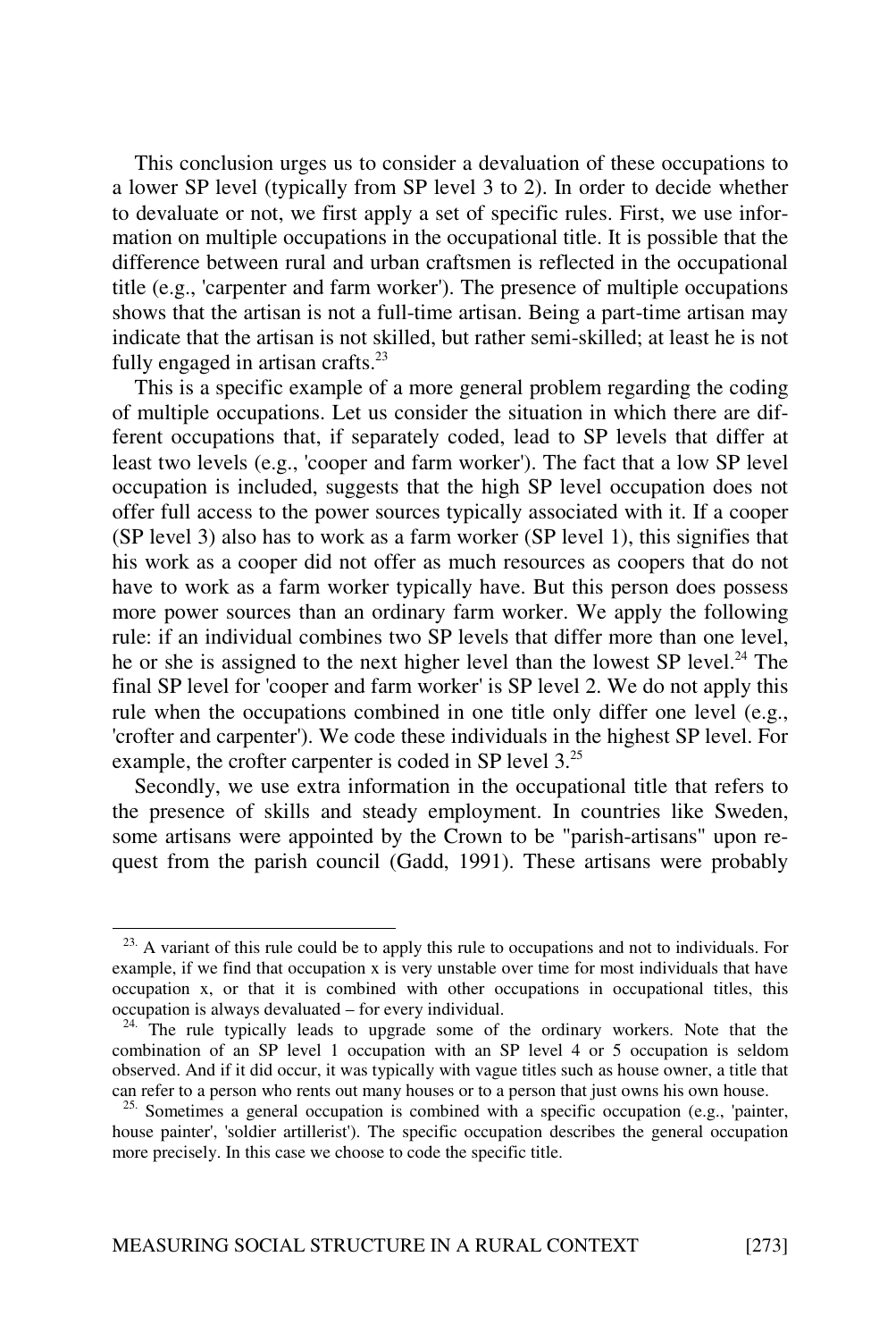This conclusion urges us to consider a devaluation of these occupations to a lower SP level (typically from SP level 3 to 2). In order to decide whether to devaluate or not, we first apply a set of specific rules. First, we use information on multiple occupations in the occupational title. It is possible that the difference between rural and urban craftsmen is reflected in the occupational title (e.g., 'carpenter and farm worker'). The presence of multiple occupations shows that the artisan is not a full-time artisan. Being a part-time artisan may indicate that the artisan is not skilled, but rather semi-skilled; at least he is not fully engaged in artisan crafts.[23]

This is a specific example of a more general problem regarding the coding of multiple occupations. Let us consider the situation in which there are different occupations that, if separately coded, lead to SP levels that differ at least two levels (e.g., 'cooper and farm worker'). The fact that a low SP level occupation is included, suggests that the high SP level occupation does not offer full access to the power sources typically associated with it. If a cooper (SP level 3) also has to work as a farm worker (SP level 1), this signifies that his work as a cooper did not offer as much resources as coopers that do not have to work as a farm worker typically have. But this person does possess more power sources than an ordinary farm worker. We apply the following rule: if an individual combines two SP levels that differ more than one level, he or she is assigned to the next higher level than the lowest SP level.[24] The final SP level for 'cooper and farm worker' is SP level 2. We do not apply this rule when the occupations combined in one title only differ one level (e.g., 'crofter and carpenter'). We code these individuals in the highest SP level. For example, the crofter carpenter is coded in SP level 3.[25]

Secondly, we use extra information in the occupational title that refers to the presence of skills and steady employment. In countries like Sweden, some artisans were appointed by the Crown to be "parish-artisans" upon request from the parish council (Gadd, 1991). These artisans were probably

[23] A variant of this rule could be to apply this rule to occupations and not to individuals. For example, if we find that occupation x is very unstable over time for most individuals that have occupation x, or that it is combined with other occupations in occupational titles, this occupation is always devaluated – for every individual.

[24] The rule typically leads to upgrade some of the ordinary workers. Note that the combination of an SP level 1 occupation with an SP level 4 or 5 occupation is seldom observed. And if it did occur, it was typically with vague titles such as house owner, a title that can refer to a person who rents out many houses or to a person that just owns his own house.

[25] Sometimes a general occupation is combined with a specific occupation (e.g., 'painter, house painter', 'soldier artillerist'). The specific occupation describes the general occupation more precisely. In this case we choose to code the specific title.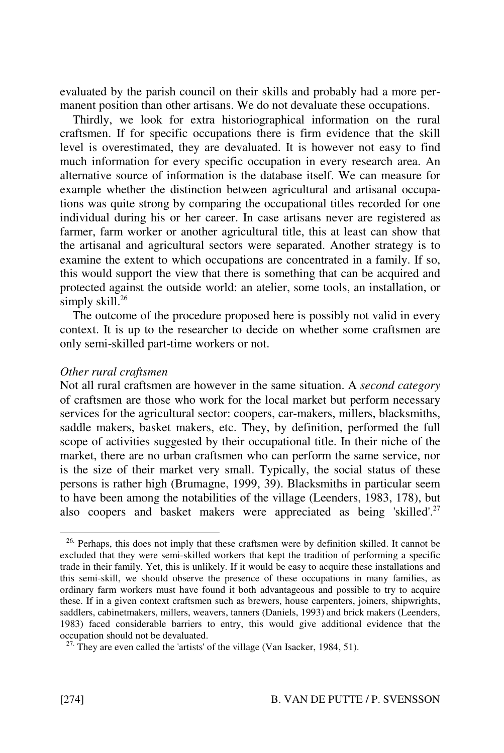evaluated by the parish council on their skills and probably had a more permanent position than other artisans. We do not devaluate these occupations.

Thirdly, we look for extra historiographical information on the rural craftsmen. If for specific occupations there is firm evidence that the skill level is overestimated, they are devaluated. It is however not easy to find much information for every specific occupation in every research area. An alternative source of information is the database itself. We can measure for example whether the distinction between agricultural and artisanal occupations was quite strong by comparing the occupational titles recorded for one individual during his or her career. In case artisans never are registered as farmer, farm worker or another agricultural title, this at least can show that the artisanal and agricultural sectors were separated. Another strategy is to examine the extent to which occupations are concentrated in a family. If so, this would support the view that there is something that can be acquired and protected against the outside world: an atelier, some tools, an installation, or simply skill.[26]

The outcome of the procedure proposed here is possibly not valid in every context. It is up to the researcher to decide on whether some craftsmen are only semi-skilled part-time workers or not.

*Other rural craftsmen*

Not all rural craftsmen are however in the same situation. A *second category* of craftsmen are those who work for the local market but perform necessary services for the agricultural sector: coopers, car-makers, millers, blacksmiths, saddle makers, basket makers, etc. They, by definition, performed the full scope of activities suggested by their occupational title. In their niche of the market, there are no urban craftsmen who can perform the same service, nor is the size of their market very small. Typically, the social status of these persons is rather high (Brumagne, 1999, 39). Blacksmiths in particular seem to have been among the notabilities of the village (Leenders, 1983, 178), but also coopers and basket makers were appreciated as being 'skilled'.[27]

[26] Perhaps, this does not imply that these craftsmen were by definition skilled. It cannot be excluded that they were semi-skilled workers that kept the tradition of performing a specific trade in their family. Yet, this is unlikely. If it would be easy to acquire these installations and this semi-skill, we should observe the presence of these occupations in many families, as ordinary farm workers must have found it both advantageous and possible to try to acquire these. If in a given context craftsmen such as brewers, house carpenters, joiners, shipwrights, saddlers, cabinetmakers, millers, weavers, tanners (Daniels, 1993) and brick makers (Leenders, 1983) faced considerable barriers to entry, this would give additional evidence that the occupation should not be devaluated.

[27] They are even called the 'artists' of the village (Van Isacker, 1984, 51).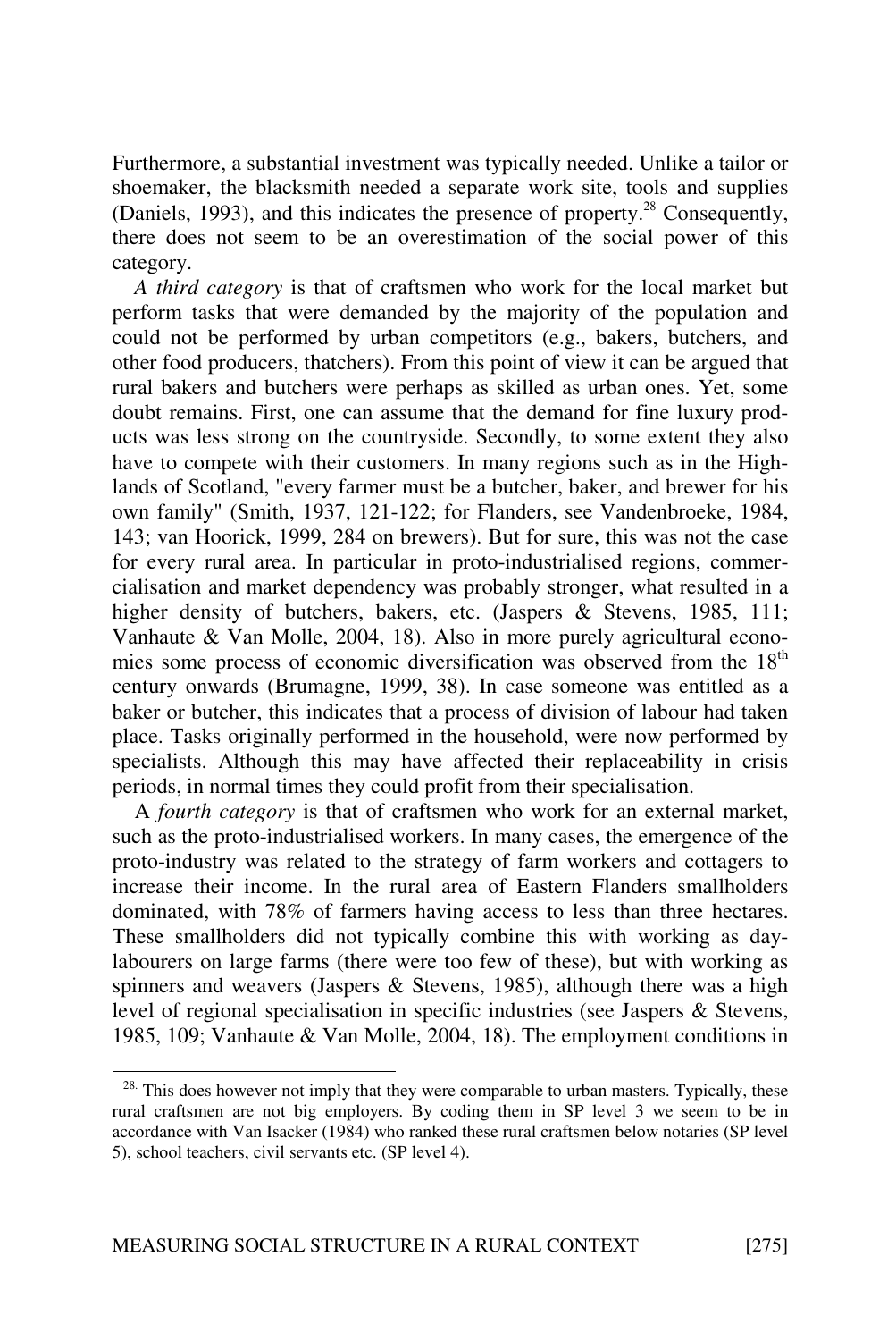Furthermore, a substantial investment was typically needed. Unlike a tailor or shoemaker, the blacksmith needed a separate work site, tools and supplies (Daniels, 1993), and this indicates the presence of property.[28] Consequently, there does not seem to be an overestimation of the social power of this category.

*A third category* is that of craftsmen who work for the local market but perform tasks that were demanded by the majority of the population and could not be performed by urban competitors (e.g., bakers, butchers, and other food producers, thatchers). From this point of view it can be argued that rural bakers and butchers were perhaps as skilled as urban ones. Yet, some doubt remains. First, one can assume that the demand for fine luxury products was less strong on the countryside. Secondly, to some extent they also have to compete with their customers. In many regions such as in the Highlands of Scotland, "every farmer must be a butcher, baker, and brewer for his own family" (Smith, 1937, 121-122; for Flanders, see Vandenbroeke, 1984, 143; van Hoorick, 1999, 284 on brewers). But for sure, this was not the case for every rural area. In particular in proto-industrialised regions, commercialisation and market dependency was probably stronger, what resulted in a higher density of butchers, bakers, etc. (Jaspers & Stevens, 1985, 111; Vanhaute & Van Molle, 2004, 18). Also in more purely agricultural economies some process of economic diversification was observed from the 18[th] century onwards (Brumagne, 1999, 38). In case someone was entitled as a baker or butcher, this indicates that a process of division of labour had taken place. Tasks originally performed in the household, were now performed by specialists. Although this may have affected their replaceability in crisis periods, in normal times they could profit from their specialisation.

A *fourth category* is that of craftsmen who work for an external market, such as the proto-industrialised workers. In many cases, the emergence of the proto-industry was related to the strategy of farm workers and cottagers to increase their income. In the rural area of Eastern Flanders smallholders dominated, with 78% of farmers having access to less than three hectares. These smallholders did not typically combine this with working as day-labourers on large farms (there were too few of these), but with working as spinners and weavers (Jaspers & Stevens, 1985), although there was a high level of regional specialisation in specific industries (see Jaspers & Stevens, 1985, 109; Vanhaute & Van Molle, 2004, 18). The employment conditions in

[28] This does however not imply that they were comparable to urban masters. Typically, these rural craftsmen are not big employers. By coding them in SP level 3 we seem to be in accordance with Van Isacker (1984) who ranked these rural craftsmen below notaries (SP level 5), school teachers, civil servants etc. (SP level 4).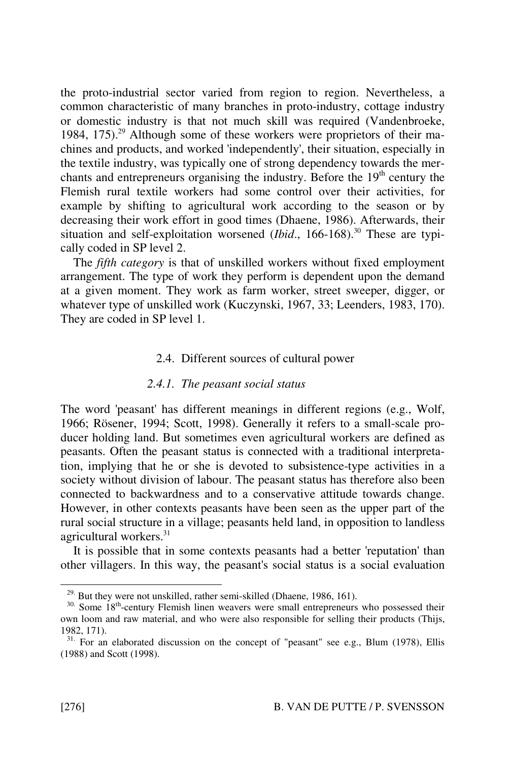the proto-industrial sector varied from region to region. Nevertheless, a common characteristic of many branches in proto-industry, cottage industry or domestic industry is that not much skill was required (Vandenbroeke, 1984, 175).[29] Although some of these workers were proprietors of their machines and products, and worked 'independently', their situation, especially in the textile industry, was typically one of strong dependency towards the merchants and entrepreneurs organising the industry. Before the 19th century the Flemish rural textile workers had some control over their activities, for example by shifting to agricultural work according to the season or by decreasing their work effort in good times (Dhaene, 1986). Afterwards, their situation and self-exploitation worsened (*Ibid*., 166-168).[30] These are typically coded in SP level 2.

The *fifth category* is that of unskilled workers without fixed employment arrangement. The type of work they perform is dependent upon the demand at a given moment. They work as farm worker, street sweeper, digger, or whatever type of unskilled work (Kuczynski, 1967, 33; Leenders, 1983, 170). They are coded in SP level 1.

## 2.4. Different sources of cultural power

### *2.4.1. The peasant social status*

The word 'peasant' has different meanings in different regions (e.g., Wolf, 1966; Rösener, 1994; Scott, 1998). Generally it refers to a small-scale producer holding land. But sometimes even agricultural workers are defined as peasants. Often the peasant status is connected with a traditional interpretation, implying that he or she is devoted to subsistence-type activities in a society without division of labour. The peasant status has therefore also been connected to backwardness and to a conservative attitude towards change. However, in other contexts peasants have been seen as the upper part of the rural social structure in a village; peasants held land, in opposition to landless agricultural workers.[31]

It is possible that in some contexts peasants had a better 'reputation' than other villagers. In this way, the peasant's social status is a social evaluation

---

[29] But they were not unskilled, rather semi-skilled (Dhaene, 1986, 161).

[30] Some 18th-century Flemish linen weavers were small entrepreneurs who possessed their own loom and raw material, and who were also responsible for selling their products (Thijs, 1982, 171).

[31] For an elaborated discussion on the concept of "peasant" see e.g., Blum (1978), Ellis (1988) and Scott (1998).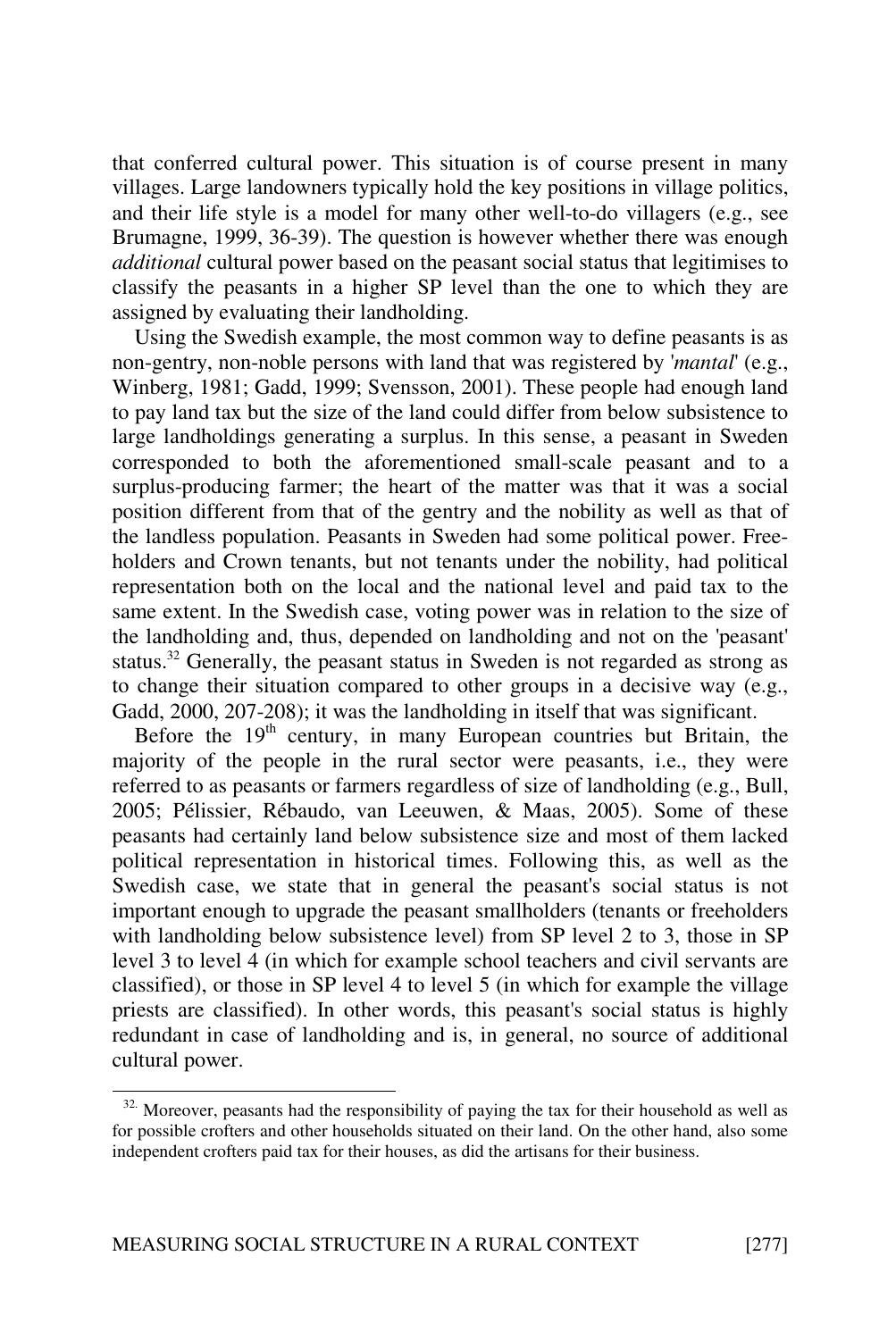that conferred cultural power. This situation is of course present in many villages. Large landowners typically hold the key positions in village politics, and their life style is a model for many other well-to-do villagers (e.g., see Brumagne, 1999, 36-39). The question is however whether there was enough *additional* cultural power based on the peasant social status that legitimises to classify the peasants in a higher SP level than the one to which they are assigned by evaluating their landholding.

Using the Swedish example, the most common way to define peasants is as non-gentry, non-noble persons with land that was registered by '*mantal*' (e.g., Winberg, 1981; Gadd, 1999; Svensson, 2001). These people had enough land to pay land tax but the size of the land could differ from below subsistence to large landholdings generating a surplus. In this sense, a peasant in Sweden corresponded to both the aforementioned small-scale peasant and to a surplus-producing farmer; the heart of the matter was that it was a social position different from that of the gentry and the nobility as well as that of the landless population. Peasants in Sweden had some political power. Free-holders and Crown tenants, but not tenants under the nobility, had political representation both on the local and the national level and paid tax to the same extent. In the Swedish case, voting power was in relation to the size of the landholding and, thus, depended on landholding and not on the 'peasant' status.[32] Generally, the peasant status in Sweden is not regarded as strong as to change their situation compared to other groups in a decisive way (e.g., Gadd, 2000, 207-208); it was the landholding in itself that was significant.

Before the 19th century, in many European countries but Britain, the majority of the people in the rural sector were peasants, i.e., they were referred to as peasants or farmers regardless of size of landholding (e.g., Bull, 2005; Pélissier, Rébaudo, van Leeuwen, & Maas, 2005). Some of these peasants had certainly land below subsistence size and most of them lacked political representation in historical times. Following this, as well as the Swedish case, we state that in general the peasant's social status is not important enough to upgrade the peasant smallholders (tenants or freeholders with landholding below subsistence level) from SP level 2 to 3, those in SP level 3 to level 4 (in which for example school teachers and civil servants are classified), or those in SP level 4 to level 5 (in which for example the village priests are classified). In other words, this peasant's social status is highly redundant in case of landholding and is, in general, no source of additional cultural power.

[32] Moreover, peasants had the responsibility of paying the tax for their household as well as for possible crofters and other households situated on their land. On the other hand, also some independent crofters paid tax for their houses, as did the artisans for their business.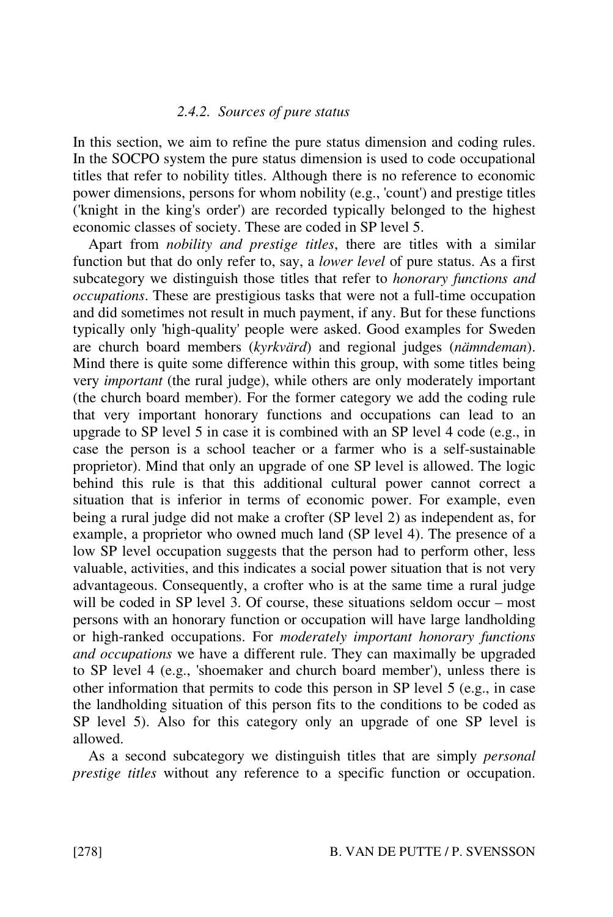### 2.4.2. Sources of pure status

In this section, we aim to refine the pure status dimension and coding rules. In the SOCPO system the pure status dimension is used to code occupational titles that refer to nobility titles. Although there is no reference to economic power dimensions, persons for whom nobility (e.g., 'count') and prestige titles ('knight in the king's order') are recorded typically belonged to the highest economic classes of society. These are coded in SP level 5.

Apart from *nobility and prestige titles*, there are titles with a similar function but that do only refer to, say, a *lower level* of pure status. As a first subcategory we distinguish those titles that refer to *honorary functions and occupations*. These are prestigious tasks that were not a full-time occupation and did sometimes not result in much payment, if any. But for these functions typically only 'high-quality' people were asked. Good examples for Sweden are church board members (*kyrkvärd*) and regional judges (*nämndeman*). Mind there is quite some difference within this group, with some titles being very *important* (the rural judge), while others are only moderately important (the church board member). For the former category we add the coding rule that very important honorary functions and occupations can lead to an upgrade to SP level 5 in case it is combined with an SP level 4 code (e.g., in case the person is a school teacher or a farmer who is a self-sustainable proprietor). Mind that only an upgrade of one SP level is allowed. The logic behind this rule is that this additional cultural power cannot correct a situation that is inferior in terms of economic power. For example, even being a rural judge did not make a crofter (SP level 2) as independent as, for example, a proprietor who owned much land (SP level 4). The presence of a low SP level occupation suggests that the person had to perform other, less valuable, activities, and this indicates a social power situation that is not very advantageous. Consequently, a crofter who is at the same time a rural judge will be coded in SP level 3. Of course, these situations seldom occur – most persons with an honorary function or occupation will have large landholding or high-ranked occupations. For *moderately important honorary functions and occupations* we have a different rule. They can maximally be upgraded to SP level 4 (e.g., 'shoemaker and church board member'), unless there is other information that permits to code this person in SP level 5 (e.g., in case the landholding situation of this person fits to the conditions to be coded as SP level 5). Also for this category only an upgrade of one SP level is allowed.

As a second subcategory we distinguish titles that are simply *personal prestige titles* without any reference to a specific function or occupation.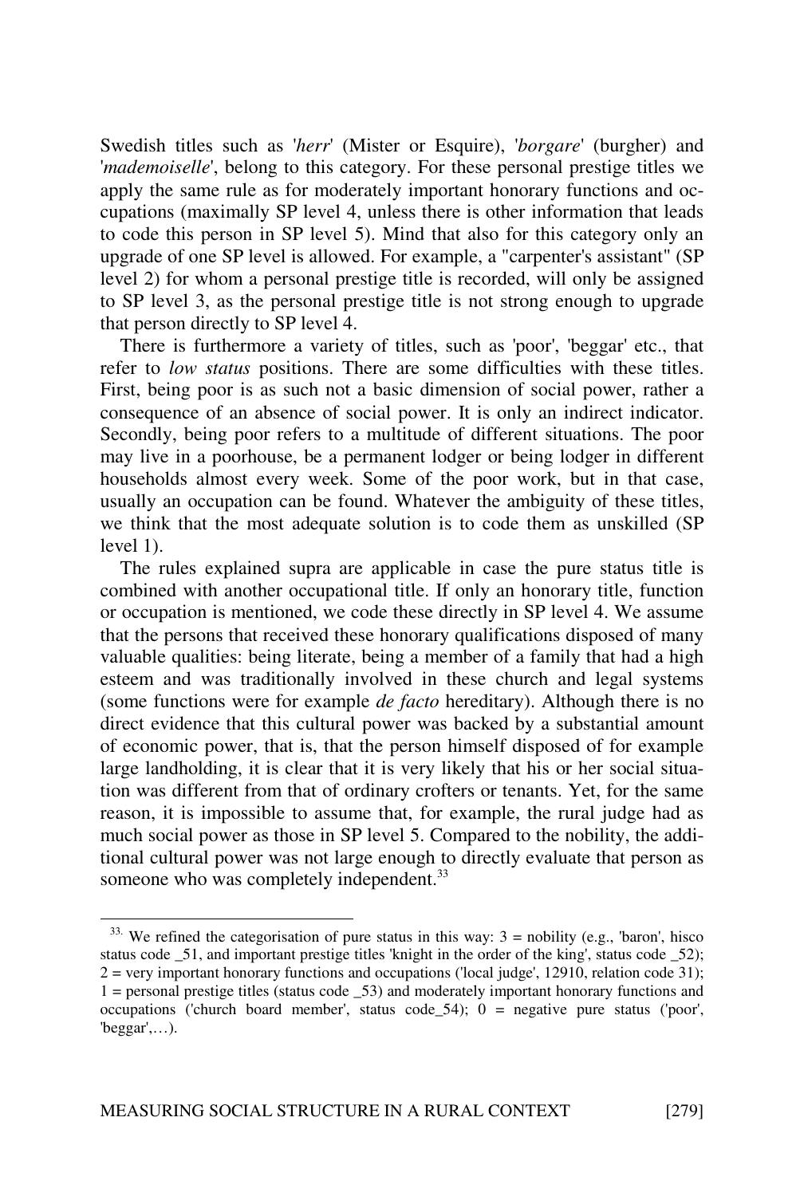Swedish titles such as '*herr*' (Mister or Esquire), '*borgare*' (burgher) and '*mademoiselle*', belong to this category. For these personal prestige titles we apply the same rule as for moderately important honorary functions and occupations (maximally SP level 4, unless there is other information that leads to code this person in SP level 5). Mind that also for this category only an upgrade of one SP level is allowed. For example, a "carpenter's assistant" (SP level 2) for whom a personal prestige title is recorded, will only be assigned to SP level 3, as the personal prestige title is not strong enough to upgrade that person directly to SP level 4.

There is furthermore a variety of titles, such as 'poor', 'beggar' etc., that refer to *low status* positions. There are some difficulties with these titles. First, being poor is as such not a basic dimension of social power, rather a consequence of an absence of social power. It is only an indirect indicator. Secondly, being poor refers to a multitude of different situations. The poor may live in a poorhouse, be a permanent lodger or being lodger in different households almost every week. Some of the poor work, but in that case, usually an occupation can be found. Whatever the ambiguity of these titles, we think that the most adequate solution is to code them as unskilled (SP level 1).

The rules explained supra are applicable in case the pure status title is combined with another occupational title. If only an honorary title, function or occupation is mentioned, we code these directly in SP level 4. We assume that the persons that received these honorary qualifications disposed of many valuable qualities: being literate, being a member of a family that had a high esteem and was traditionally involved in these church and legal systems (some functions were for example *de facto* hereditary). Although there is no direct evidence that this cultural power was backed by a substantial amount of economic power, that is, that the person himself disposed of for example large landholding, it is clear that it is very likely that his or her social situation was different from that of ordinary crofters or tenants. Yet, for the same reason, it is impossible to assume that, for example, the rural judge had as much social power as those in SP level 5. Compared to the nobility, the additional cultural power was not large enough to directly evaluate that person as someone who was completely independent.[33]

---

[33] We refined the categorisation of pure status in this way: 3 = nobility (e.g., 'baron', hisco status code _51, and important prestige titles 'knight in the order of the king', status code _52); 2 = very important honorary functions and occupations ('local judge', 12910, relation code 31); 1 = personal prestige titles (status code _53) and moderately important honorary functions and occupations ('church board member', status code_54); 0 = negative pure status ('poor', 'beggar',…).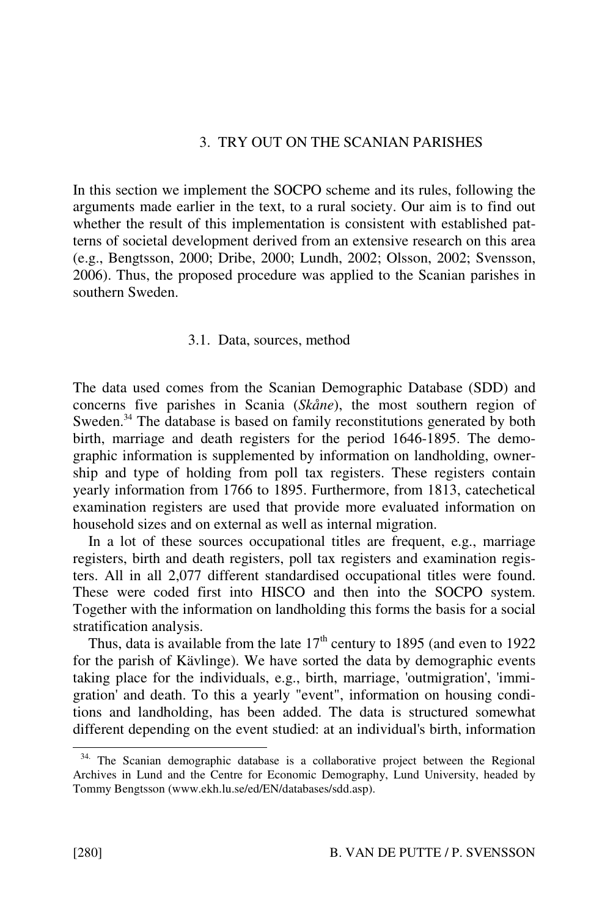## 3. TRY OUT ON THE SCANIAN PARISHES

In this section we implement the SOCPO scheme and its rules, following the arguments made earlier in the text, to a rural society. Our aim is to find out whether the result of this implementation is consistent with established patterns of societal development derived from an extensive research on this area (e.g., Bengtsson, 2000; Dribe, 2000; Lundh, 2002; Olsson, 2002; Svensson, 2006). Thus, the proposed procedure was applied to the Scanian parishes in southern Sweden.

### 3.1. Data, sources, method

The data used comes from the Scanian Demographic Database (SDD) and concerns five parishes in Scania (*Skåne*), the most southern region of Sweden.[34] The database is based on family reconstitutions generated by both birth, marriage and death registers for the period 1646-1895. The demographic information is supplemented by information on landholding, ownership and type of holding from poll tax registers. These registers contain yearly information from 1766 to 1895. Furthermore, from 1813, catechetical examination registers are used that provide more evaluated information on household sizes and on external as well as internal migration.

In a lot of these sources occupational titles are frequent, e.g., marriage registers, birth and death registers, poll tax registers and examination registers. All in all 2,077 different standardised occupational titles were found. These were coded first into HISCO and then into the SOCPO system. Together with the information on landholding this forms the basis for a social stratification analysis.

Thus, data is available from the late 17th century to 1895 (and even to 1922 for the parish of Kävlinge). We have sorted the data by demographic events taking place for the individuals, e.g., birth, marriage, 'outmigration', 'immigration' and death. To this a yearly "event", information on housing conditions and landholding, has been added. The data is structured somewhat different depending on the event studied: at an individual's birth, information

[34] The Scanian demographic database is a collaborative project between the Regional Archives in Lund and the Centre for Economic Demography, Lund University, headed by Tommy Bengtsson (www.ekh.lu.se/ed/EN/databases/sdd.asp).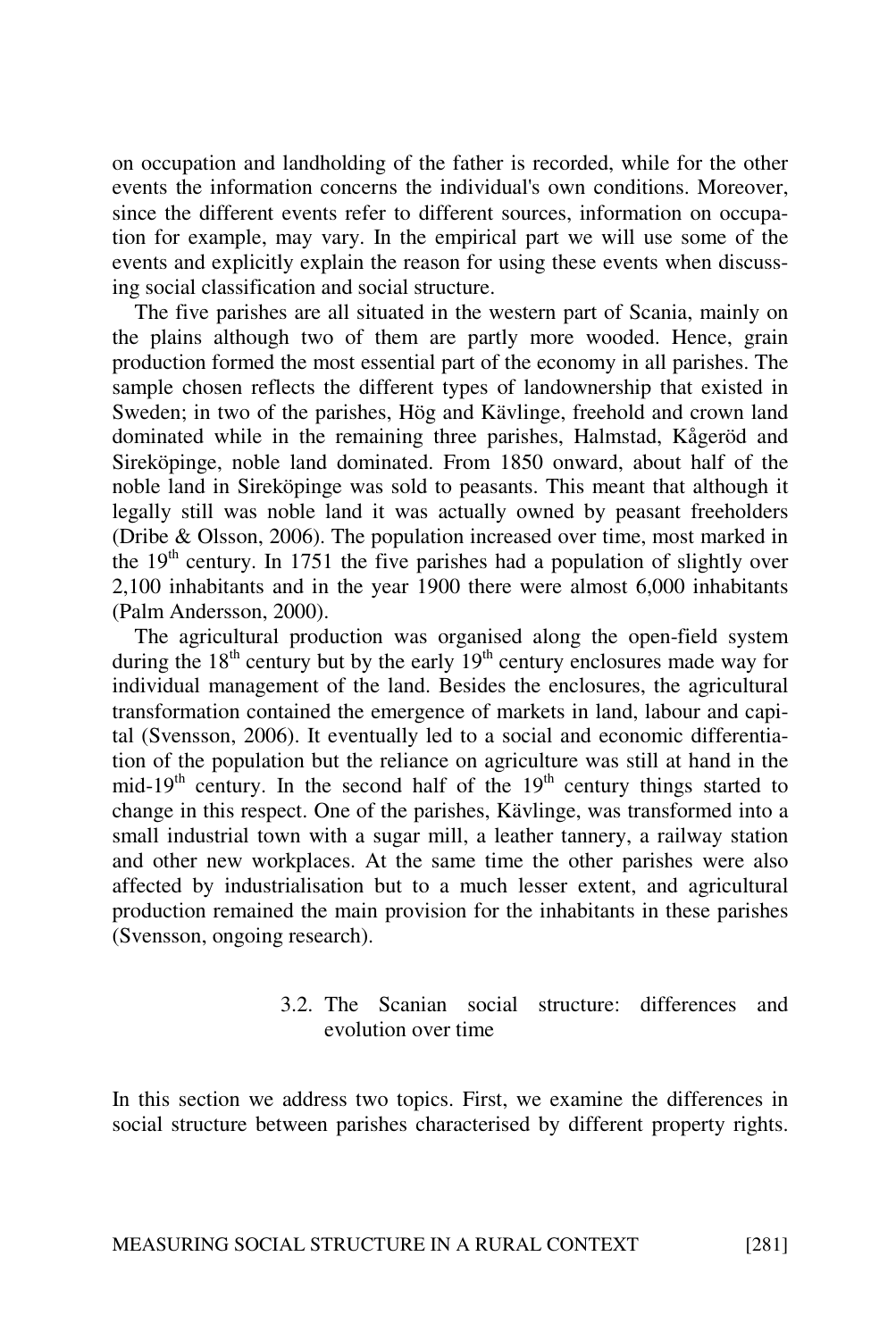on occupation and landholding of the father is recorded, while for the other events the information concerns the individual's own conditions. Moreover, since the different events refer to different sources, information on occupation for example, may vary. In the empirical part we will use some of the events and explicitly explain the reason for using these events when discussing social classification and social structure.

The five parishes are all situated in the western part of Scania, mainly on the plains although two of them are partly more wooded. Hence, grain production formed the most essential part of the economy in all parishes. The sample chosen reflects the different types of landownership that existed in Sweden; in two of the parishes, Hög and Kävlinge, freehold and crown land dominated while in the remaining three parishes, Halmstad, Kågeröd and Sireköpinge, noble land dominated. From 1850 onward, about half of the noble land in Sireköpinge was sold to peasants. This meant that although it legally still was noble land it was actually owned by peasant freeholders (Dribe & Olsson, 2006). The population increased over time, most marked in the 19th century. In 1751 the five parishes had a population of slightly over 2,100 inhabitants and in the year 1900 there were almost 6,000 inhabitants (Palm Andersson, 2000).

The agricultural production was organised along the open-field system during the 18th century but by the early 19th century enclosures made way for individual management of the land. Besides the enclosures, the agricultural transformation contained the emergence of markets in land, labour and capital (Svensson, 2006). It eventually led to a social and economic differentiation of the population but the reliance on agriculture was still at hand in the mid-19th century. In the second half of the 19th century things started to change in this respect. One of the parishes, Kävlinge, was transformed into a small industrial town with a sugar mill, a leather tannery, a railway station and other new workplaces. At the same time the other parishes were also affected by industrialisation but to a much lesser extent, and agricultural production remained the main provision for the inhabitants in these parishes (Svensson, ongoing research).

### 3.2. The Scanian social structure: differences and evolution over time

In this section we address two topics. First, we examine the differences in social structure between parishes characterised by different property rights.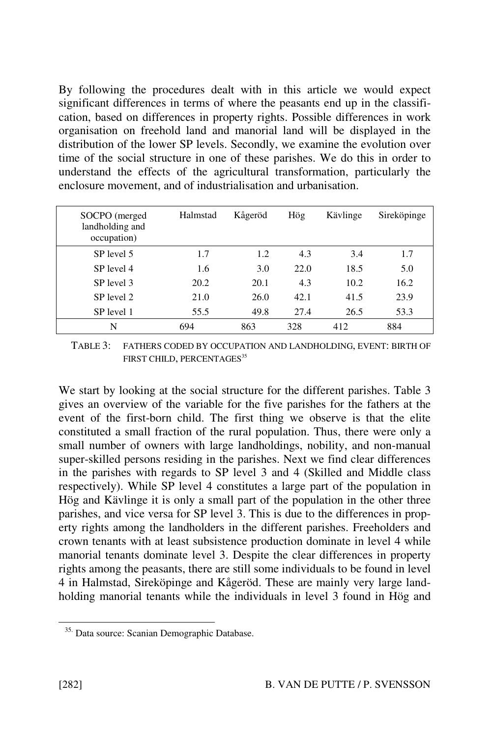By following the procedures dealt with in this article we would expect significant differences in terms of where the peasants end up in the classification, based on differences in property rights. Possible differences in work organisation on freehold land and manorial land will be displayed in the distribution of the lower SP levels. Secondly, we examine the evolution over time of the social structure in one of these parishes. We do this in order to understand the effects of the agricultural transformation, particularly the enclosure movement, and of industrialisation and urbanisation.

| SOCPO (merged landholding and occupation) | Halmstad | Kågeröd | Hög | Kävlinge | Sireköpinge |
|---|---|---|---|---|---|
| SP level 5 | 1.7 | 1.2 | 4.3 | 3.4 | 1.7 |
| SP level 4 | 1.6 | 3.0 | 22.0 | 18.5 | 5.0 |
| SP level 3 | 20.2 | 20.1 | 4.3 | 10.2 | 16.2 |
| SP level 2 | 21.0 | 26.0 | 42.1 | 41.5 | 23.9 |
| SP level 1 | 55.5 | 49.8 | 27.4 | 26.5 | 53.3 |
| N | 694 | 863 | 328 | 412 | 884 |

TABLE 3: FATHERS CODED BY OCCUPATION AND LANDHOLDING, EVENT: BIRTH OF FIRST CHILD, PERCENTAGES[35]

We start by looking at the social structure for the different parishes. Table 3 gives an overview of the variable for the five parishes for the fathers at the event of the first-born child. The first thing we observe is that the elite constituted a small fraction of the rural population. Thus, there were only a small number of owners with large landholdings, nobility, and non-manual super-skilled persons residing in the parishes. Next we find clear differences in the parishes with regards to SP level 3 and 4 (Skilled and Middle class respectively). While SP level 4 constitutes a large part of the population in Hög and Kävlinge it is only a small part of the population in the other three parishes, and vice versa for SP level 3. This is due to the differences in property rights among the landholders in the different parishes. Freeholders and crown tenants with at least subsistence production dominate in level 4 while manorial tenants dominate level 3. Despite the clear differences in property rights among the peasants, there are still some individuals to be found in level 4 in Halmstad, Sireköpinge and Kågeröd. These are mainly very large landholding manorial tenants while the individuals in level 3 found in Hög and

[35] Data source: Scanian Demographic Database.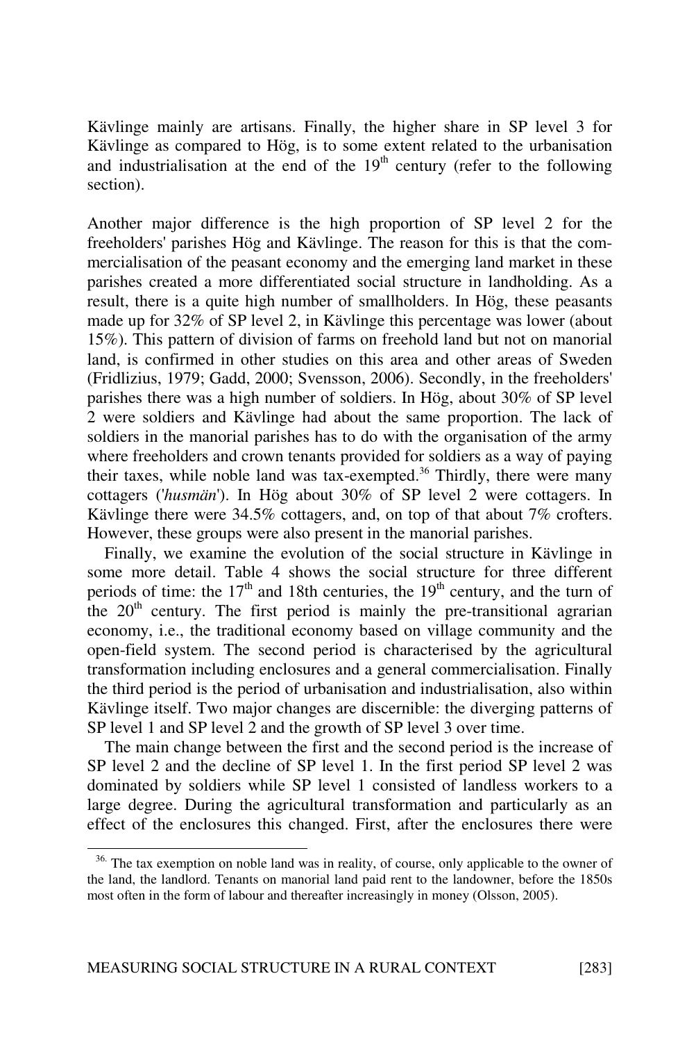Kävlinge mainly are artisans. Finally, the higher share in SP level 3 for Kävlinge as compared to Hög, is to some extent related to the urbanisation and industrialisation at the end of the 19th century (refer to the following section).

Another major difference is the high proportion of SP level 2 for the freeholders' parishes Hög and Kävlinge. The reason for this is that the commercialisation of the peasant economy and the emerging land market in these parishes created a more differentiated social structure in landholding. As a result, there is a quite high number of smallholders. In Hög, these peasants made up for 32% of SP level 2, in Kävlinge this percentage was lower (about 15%). This pattern of division of farms on freehold land but not on manorial land, is confirmed in other studies on this area and other areas of Sweden (Fridlizius, 1979; Gadd, 2000; Svensson, 2006). Secondly, in the freeholders' parishes there was a high number of soldiers. In Hög, about 30% of SP level 2 were soldiers and Kävlinge had about the same proportion. The lack of soldiers in the manorial parishes has to do with the organisation of the army where freeholders and crown tenants provided for soldiers as a way of paying their taxes, while noble land was tax-exempted.[36] Thirdly, there were many cottagers ('*husmän*'). In Hög about 30% of SP level 2 were cottagers. In Kävlinge there were 34.5% cottagers, and, on top of that about 7% crofters. However, these groups were also present in the manorial parishes.

Finally, we examine the evolution of the social structure in Kävlinge in some more detail. Table 4 shows the social structure for three different periods of time: the 17th and 18th centuries, the 19th century, and the turn of the 20th century. The first period is mainly the pre-transitional agrarian economy, i.e., the traditional economy based on village community and the open-field system. The second period is characterised by the agricultural transformation including enclosures and a general commercialisation. Finally the third period is the period of urbanisation and industrialisation, also within Kävlinge itself. Two major changes are discernible: the diverging patterns of SP level 1 and SP level 2 and the growth of SP level 3 over time.

The main change between the first and the second period is the increase of SP level 2 and the decline of SP level 1. In the first period SP level 2 was dominated by soldiers while SP level 1 consisted of landless workers to a large degree. During the agricultural transformation and particularly as an effect of the enclosures this changed. First, after the enclosures there were

[36] The tax exemption on noble land was in reality, of course, only applicable to the owner of the land, the landlord. Tenants on manorial land paid rent to the landowner, before the 1850s most often in the form of labour and thereafter increasingly in money (Olsson, 2005).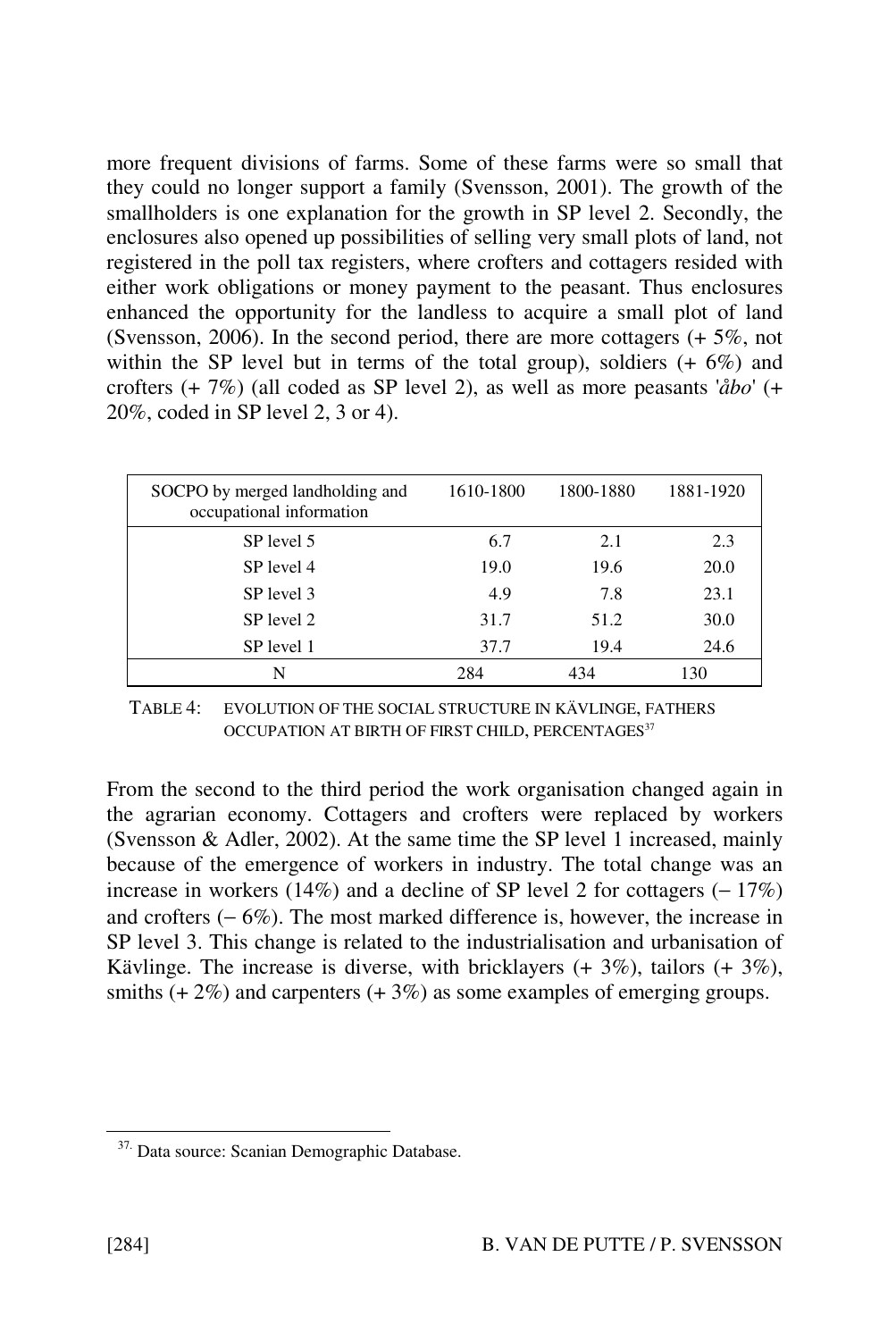more frequent divisions of farms. Some of these farms were so small that they could no longer support a family (Svensson, 2001). The growth of the smallholders is one explanation for the growth in SP level 2. Secondly, the enclosures also opened up possibilities of selling very small plots of land, not registered in the poll tax registers, where crofters and cottagers resided with either work obligations or money payment to the peasant. Thus enclosures enhanced the opportunity for the landless to acquire a small plot of land (Svensson, 2006). In the second period, there are more cottagers (+ 5%, not within the SP level but in terms of the total group), soldiers (+ 6%) and crofters (+ 7%) (all coded as SP level 2), as well as more peasants '*åbo*' (+ 20%, coded in SP level 2, 3 or 4).

| SOCPO by merged landholding and occupational information | 1610-1800 | 1800-1880 | 1881-1920 |
|---|---|---|---|
| SP level 5 | 6.7 | 2.1 | 2.3 |
| SP level 4 | 19.0 | 19.6 | 20.0 |
| SP level 3 | 4.9 | 7.8 | 23.1 |
| SP level 2 | 31.7 | 51.2 | 30.0 |
| SP level 1 | 37.7 | 19.4 | 24.6 |
| N | 284 | 434 | 130 |

TABLE 4: EVOLUTION OF THE SOCIAL STRUCTURE IN KÄVLINGE, FATHERS OCCUPATION AT BIRTH OF FIRST CHILD, PERCENTAGES[37]

From the second to the third period the work organisation changed again in the agrarian economy. Cottagers and crofters were replaced by workers (Svensson & Adler, 2002). At the same time the SP level 1 increased, mainly because of the emergence of workers in industry. The total change was an increase in workers (14%) and a decline of SP level 2 for cottagers (− 17%) and crofters (− 6%). The most marked difference is, however, the increase in SP level 3. This change is related to the industrialisation and urbanisation of Kävlinge. The increase is diverse, with bricklayers (+ 3%), tailors (+ 3%), smiths (+ 2%) and carpenters (+ 3%) as some examples of emerging groups.

[37] Data source: Scanian Demographic Database.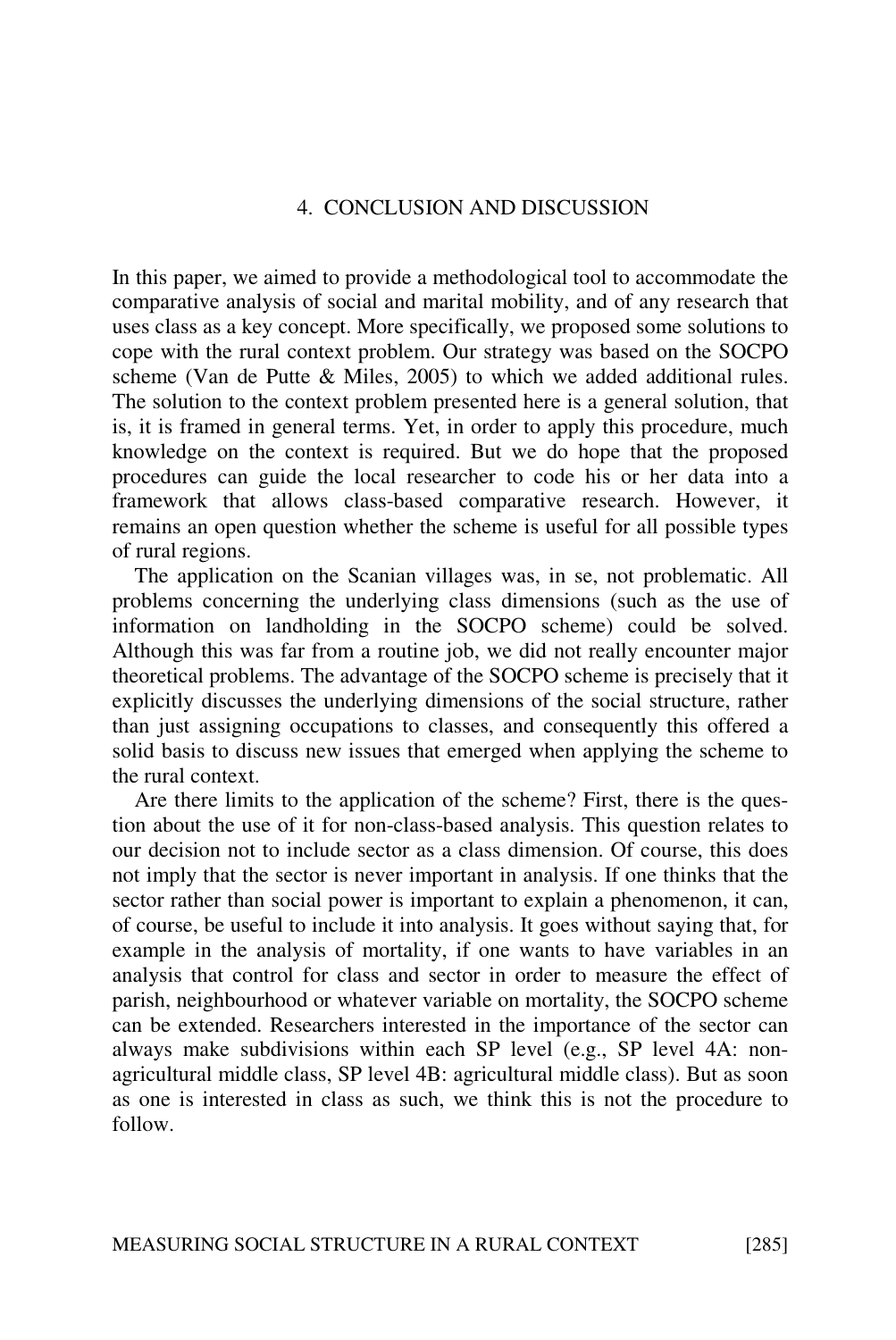## 4. CONCLUSION AND DISCUSSION

In this paper, we aimed to provide a methodological tool to accommodate the comparative analysis of social and marital mobility, and of any research that uses class as a key concept. More specifically, we proposed some solutions to cope with the rural context problem. Our strategy was based on the SOCPO scheme (Van de Putte & Miles, 2005) to which we added additional rules. The solution to the context problem presented here is a general solution, that is, it is framed in general terms. Yet, in order to apply this procedure, much knowledge on the context is required. But we do hope that the proposed procedures can guide the local researcher to code his or her data into a framework that allows class-based comparative research. However, it remains an open question whether the scheme is useful for all possible types of rural regions.

The application on the Scanian villages was, in se, not problematic. All problems concerning the underlying class dimensions (such as the use of information on landholding in the SOCPO scheme) could be solved. Although this was far from a routine job, we did not really encounter major theoretical problems. The advantage of the SOCPO scheme is precisely that it explicitly discusses the underlying dimensions of the social structure, rather than just assigning occupations to classes, and consequently this offered a solid basis to discuss new issues that emerged when applying the scheme to the rural context.

Are there limits to the application of the scheme? First, there is the question about the use of it for non-class-based analysis. This question relates to our decision not to include sector as a class dimension. Of course, this does not imply that the sector is never important in analysis. If one thinks that the sector rather than social power is important to explain a phenomenon, it can, of course, be useful to include it into analysis. It goes without saying that, for example in the analysis of mortality, if one wants to have variables in an analysis that control for class and sector in order to measure the effect of parish, neighbourhood or whatever variable on mortality, the SOCPO scheme can be extended. Researchers interested in the importance of the sector can always make subdivisions within each SP level (e.g., SP level 4A: non-agricultural middle class, SP level 4B: agricultural middle class). But as soon as one is interested in class as such, we think this is not the procedure to follow.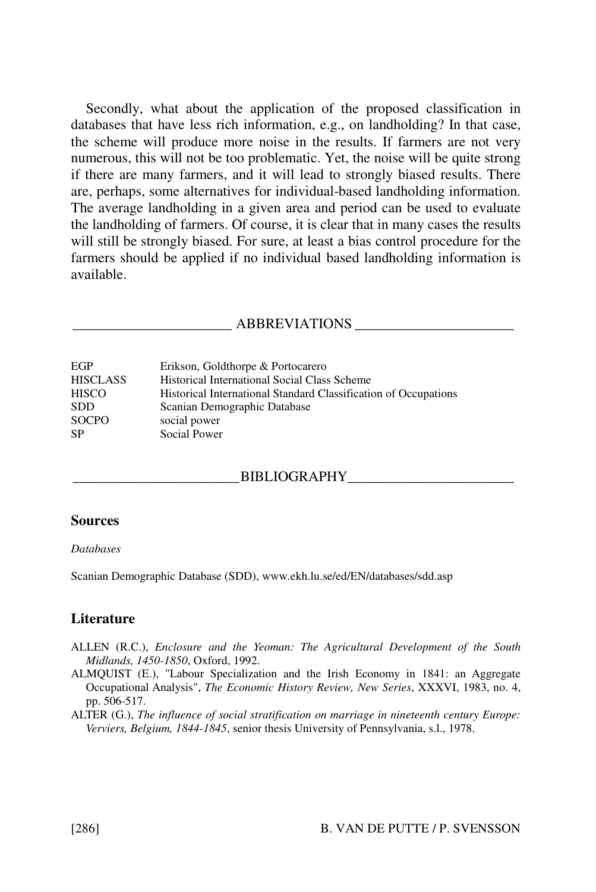Secondly, what about the application of the proposed classification in databases that have less rich information, e.g., on landholding? In that case, the scheme will produce more noise in the results. If farmers are not very numerous, this will not be too problematic. Yet, the noise will be quite strong if there are many farmers, and it will lead to strongly biased results. There are, perhaps, some alternatives for individual-based landholding information. The average landholding in a given area and period can be used to evaluate the landholding of farmers. Of course, it is clear that in many cases the results will still be strongly biased. For sure, at least a bias control procedure for the farmers should be applied if no individual based landholding information is available.

## ABBREVIATIONS

| | |
|---|---|
| EGP | Erikson, Goldthorpe & Portocarero |
| HISCLASS | Historical International Social Class Scheme |
| HISCO | Historical International Standard Classification of Occupations |
| SDD | Scanian Demographic Database |
| SOCPO | social power |
| SP | Social Power |

## BIBLIOGRAPHY

### Sources

*Databases*

Scanian Demographic Database (SDD), www.ekh.lu.se/ed/EN/databases/sdd.asp

### Literature

ALLEN (R.C.), *Enclosure and the Yeoman: The Agricultural Development of the South Midlands, 1450-1850*, Oxford, 1992.

ALMQUIST (E.), "Labour Specialization and the Irish Economy in 1841: an Aggregate Occupational Analysis", *The Economic History Review, New Series*, XXXVI, 1983, no. 4, pp. 506-517.

ALTER (G.), *The influence of social stratification on marriage in nineteenth century Europe: Verviers, Belgium, 1844-1845*, senior thesis University of Pennsylvania, s.l., 1978.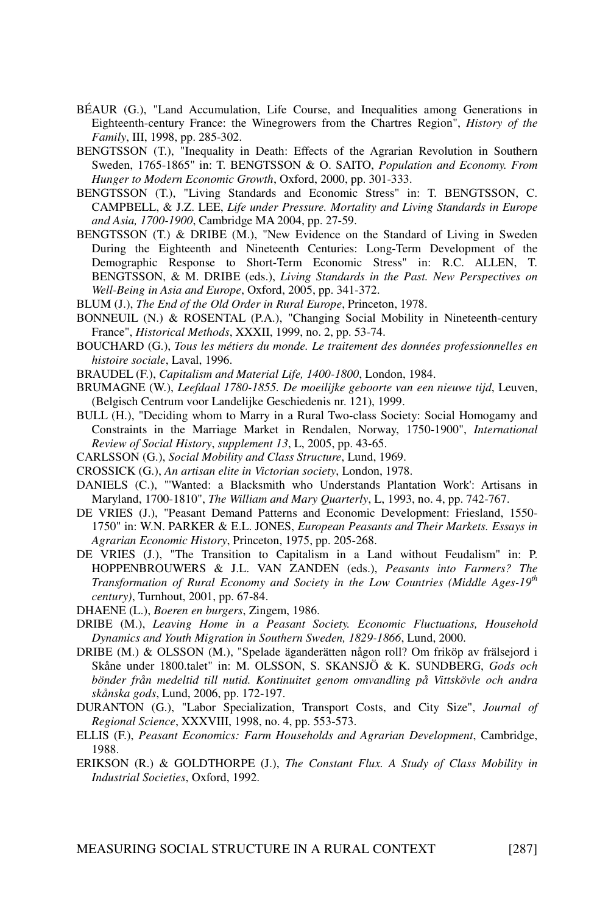BÉAUR (G.), "Land Accumulation, Life Course, and Inequalities among Generations in Eighteenth-century France: the Winegrowers from the Chartres Region", *History of the Family*, III, 1998, pp. 285-302.

BENGTSSON (T.), "Inequality in Death: Effects of the Agrarian Revolution in Southern Sweden, 1765-1865" in: T. BENGTSSON & O. SAITO, *Population and Economy. From Hunger to Modern Economic Growth*, Oxford, 2000, pp. 301-333.

BENGTSSON (T.), "Living Standards and Economic Stress" in: T. BENGTSSON, C. CAMPBELL, & J.Z. LEE, *Life under Pressure. Mortality and Living Standards in Europe and Asia, 1700-1900*, Cambridge MA 2004, pp. 27-59.

BENGTSSON (T.) & DRIBE (M.), "New Evidence on the Standard of Living in Sweden During the Eighteenth and Nineteenth Centuries: Long-Term Development of the Demographic Response to Short-Term Economic Stress" in: R.C. ALLEN, T. BENGTSSON, & M. DRIBE (eds.), *Living Standards in the Past. New Perspectives on Well-Being in Asia and Europe*, Oxford, 2005, pp. 341-372.

BLUM (J.), *The End of the Old Order in Rural Europe*, Princeton, 1978.

BONNEUIL (N.) & ROSENTAL (P.A.), "Changing Social Mobility in Nineteenth-century France", *Historical Methods*, XXXII, 1999, no. 2, pp. 53-74.

BOUCHARD (G.), *Tous les métiers du monde. Le traitement des données professionnelles en histoire sociale*, Laval, 1996.

BRAUDEL (F.), *Capitalism and Material Life, 1400-1800*, London, 1984.

BRUMAGNE (W.), *Leefdaal 1780-1855. De moeilijke geboorte van een nieuwe tijd*, Leuven, (Belgisch Centrum voor Landelijke Geschiedenis nr. 121), 1999.

BULL (H.), "Deciding whom to Marry in a Rural Two-class Society: Social Homogamy and Constraints in the Marriage Market in Rendalen, Norway, 1750-1900", *International Review of Social History*, *supplement 13*, L, 2005, pp. 43-65.

CARLSSON (G.), *Social Mobility and Class Structure*, Lund, 1969.

CROSSICK (G.), *An artisan elite in Victorian society*, London, 1978.

DANIELS (C.), "'Wanted: a Blacksmith who Understands Plantation Work': Artisans in Maryland, 1700-1810", *The William and Mary Quarterly*, L, 1993, no. 4, pp. 742-767.

DE VRIES (J.), "Peasant Demand Patterns and Economic Development: Friesland, 1550-1750" in: W.N. PARKER & E.L. JONES, *European Peasants and Their Markets. Essays in Agrarian Economic History*, Princeton, 1975, pp. 205-268.

DE VRIES (J.), "The Transition to Capitalism in a Land without Feudalism" in: P. HOPPENBROUWERS & J.L. VAN ZANDEN (eds.), *Peasants into Farmers? The Transformation of Rural Economy and Society in the Low Countries (Middle Ages-19th century)*, Turnhout, 2001, pp. 67-84.

DHAENE (L.), *Boeren en burgers*, Zingem, 1986.

DRIBE (M.), *Leaving Home in a Peasant Society. Economic Fluctuations, Household Dynamics and Youth Migration in Southern Sweden, 1829-1866*, Lund, 2000.

DRIBE (M.) & OLSSON (M.), "Spelade äganderätten någon roll? Om friköp av frälsejord i Skåne under 1800.talet" in: M. OLSSON, S. SKANSJÖ & K. SUNDBERG, *Gods och bönder från medeltid till nutid. Kontinuitet genom omvandling på Vittskövle och andra skånska gods*, Lund, 2006, pp. 172-197.

DURANTON (G.), "Labor Specialization, Transport Costs, and City Size", *Journal of Regional Science*, XXXVIII, 1998, no. 4, pp. 553-573.

ELLIS (F.), *Peasant Economics: Farm Households and Agrarian Development*, Cambridge, 1988.

ERIKSON (R.) & GOLDTHORPE (J.), *The Constant Flux. A Study of Class Mobility in Industrial Societies*, Oxford, 1992.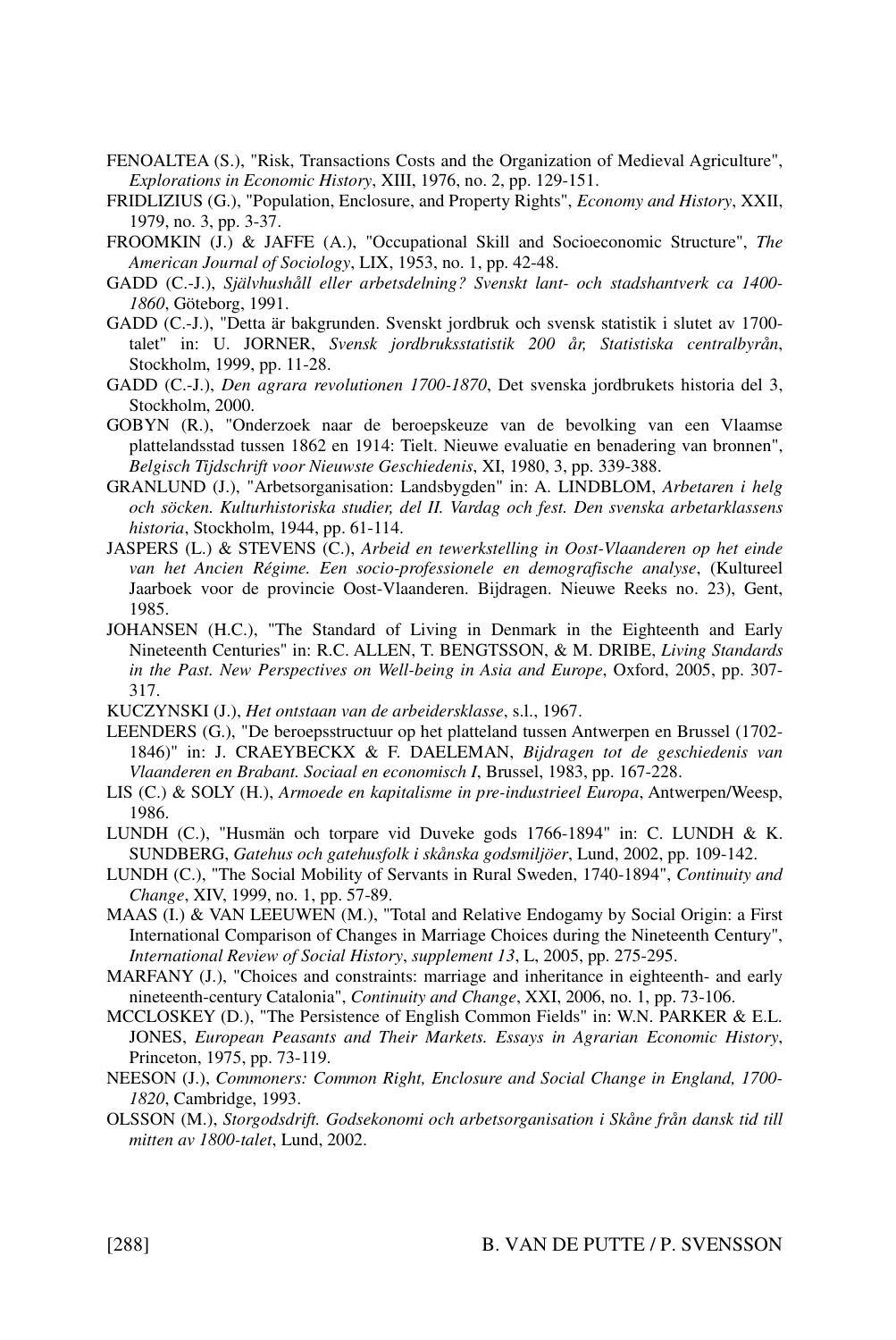FENOALTEA (S.), "Risk, Transactions Costs and the Organization of Medieval Agriculture", *Explorations in Economic History*, XIII, 1976, no. 2, pp. 129-151.

FRIDLIZIUS (G.), "Population, Enclosure, and Property Rights", *Economy and History*, XXII, 1979, no. 3, pp. 3-37.

FROOMKIN (J.) & JAFFE (A.), "Occupational Skill and Socioeconomic Structure", *The American Journal of Sociology*, LIX, 1953, no. 1, pp. 42-48.

GADD (C.-J.), *Självhushåll eller arbetsdelning? Svenskt lant- och stadshantverk ca 1400-1860*, Göteborg, 1991.

GADD (C.-J.), "Detta är bakgrunden. Svenskt jordbruk och svensk statistik i slutet av 1700-talet" in: U. JORNER, *Svensk jordbruksstatistik 200 år, Statistiska centralbyrån*, Stockholm, 1999, pp. 11-28.

GADD (C.-J.), *Den agrara revolutionen 1700-1870*, Det svenska jordbrukets historia del 3, Stockholm, 2000.

GOBYN (R.), "Onderzoek naar de beroepskeuze van de bevolking van een Vlaamse plattelandsstad tussen 1862 en 1914: Tielt. Nieuwe evaluatie en benadering van bronnen", *Belgisch Tijdschrift voor Nieuwste Geschiedenis*, XI, 1980, 3, pp. 339-388.

GRANLUND (J.), "Arbetsorganisation: Landsbygden" in: A. LINDBLOM, *Arbetaren i helg och söcken. Kulturhistoriska studier, del II. Vardag och fest. Den svenska arbetarklassens historia*, Stockholm, 1944, pp. 61-114.

JASPERS (L.) & STEVENS (C.), *Arbeid en tewerkstelling in Oost-Vlaanderen op het einde van het Ancien Régime. Een socio-professionele en demografische analyse*, (Kultureel Jaarboek voor de provincie Oost-Vlaanderen. Bijdragen. Nieuwe Reeks no. 23), Gent, 1985.

JOHANSEN (H.C.), "The Standard of Living in Denmark in the Eighteenth and Early Nineteenth Centuries" in: R.C. ALLEN, T. BENGTSSON, & M. DRIBE, *Living Standards in the Past. New Perspectives on Well-being in Asia and Europe*, Oxford, 2005, pp. 307-317.

KUCZYNSKI (J.), *Het ontstaan van de arbeidersklasse*, s.l., 1967.

LEENDERS (G.), "De beroepsstructuur op het platteland tussen Antwerpen en Brussel (1702-1846)" in: J. CRAEYBECKX & F. DAELEMAN, *Bijdragen tot de geschiedenis van Vlaanderen en Brabant. Sociaal en economisch I*, Brussel, 1983, pp. 167-228.

LIS (C.) & SOLY (H.), *Armoede en kapitalisme in pre-industrieel Europa*, Antwerpen/Weesp, 1986.

LUNDH (C.), "Husmän och torpare vid Duveke gods 1766-1894" in: C. LUNDH & K. SUNDBERG, *Gatehus och gatehusfolk i skånska godsmiljöer*, Lund, 2002, pp. 109-142.

LUNDH (C.), "The Social Mobility of Servants in Rural Sweden, 1740-1894", *Continuity and Change*, XIV, 1999, no. 1, pp. 57-89.

MAAS (I.) & VAN LEEUWEN (M.), "Total and Relative Endogamy by Social Origin: a First International Comparison of Changes in Marriage Choices during the Nineteenth Century", *International Review of Social History*, *supplement 13*, L, 2005, pp. 275-295.

MARFANY (J.), "Choices and constraints: marriage and inheritance in eighteenth- and early nineteenth-century Catalonia", *Continuity and Change*, XXI, 2006, no. 1, pp. 73-106.

MCCLOSKEY (D.), "The Persistence of English Common Fields" in: W.N. PARKER & E.L. JONES, *European Peasants and Their Markets. Essays in Agrarian Economic History*, Princeton, 1975, pp. 73-119.

NEESON (J.), *Commoners: Common Right, Enclosure and Social Change in England, 1700-1820*, Cambridge, 1993.

OLSSON (M.), *Storgodsdrift. Godsekonomi och arbetsorganisation i Skåne från dansk tid till mitten av 1800-talet*, Lund, 2002.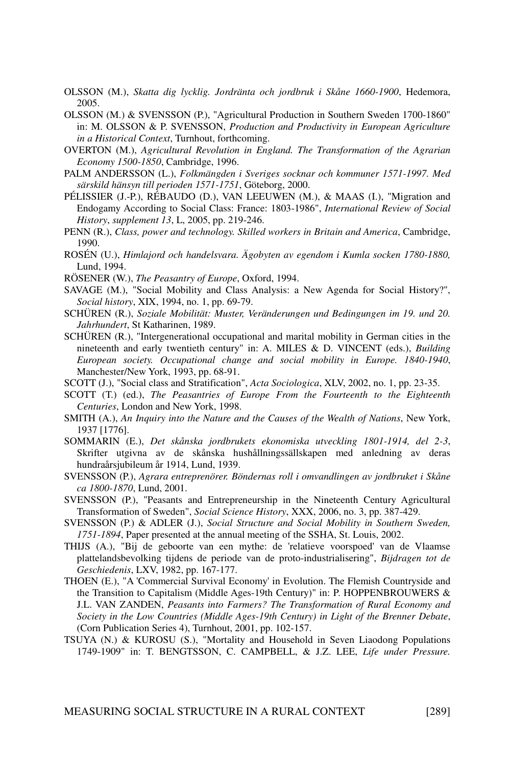OLSSON (M.), *Skatta dig lycklig. Jordränta och jordbruk i Skåne 1660-1900*, Hedemora, 2005.

OLSSON (M.) & SVENSSON (P.), "Agricultural Production in Southern Sweden 1700-1860" in: M. OLSSON & P. SVENSSON, *Production and Productivity in European Agriculture in a Historical Context*, Turnhout, forthcoming.

OVERTON (M.), *Agricultural Revolution in England. The Transformation of the Agrarian Economy 1500-1850*, Cambridge, 1996.

PALM ANDERSSON (L.), *Folkmängden i Sveriges socknar och kommuner 1571-1997. Med särskild hänsyn till perioden 1571-1751*, Göteborg, 2000.

PÉLISSIER (J.-P.), RÉBAUDO (D.), VAN LEEUWEN (M.), & MAAS (I.), "Migration and Endogamy According to Social Class: France: 1803-1986", *International Review of Social History*, *supplement 13*, L, 2005, pp. 219-246.

PENN (R.), *Class, power and technology. Skilled workers in Britain and America*, Cambridge, 1990.

ROSÉN (U.), *Himlajord och handelsvara. Ägobyten av egendom i Kumla socken 1780-1880,* Lund, 1994.

RÖSENER (W.), *The Peasantry of Europe*, Oxford, 1994.

SAVAGE (M.), "Social Mobility and Class Analysis: a New Agenda for Social History?", *Social history*, XIX, 1994, no. 1, pp. 69-79.

SCHÜREN (R.), *Soziale Mobilität: Muster, Veränderungen und Bedingungen im 19. und 20. Jahrhundert*, St Katharinen, 1989.

SCHÜREN (R.), "Intergenerational occupational and marital mobility in German cities in the nineteenth and early twentieth century" in: A. MILES & D. VINCENT (eds.), *Building European society. Occupational change and social mobility in Europe. 1840-1940*, Manchester/New York, 1993, pp. 68-91.

SCOTT (J.), "Social class and Stratification", *Acta Sociologica*, XLV, 2002, no. 1, pp. 23-35.

SCOTT (T.) (ed.), *The Peasantries of Europe From the Fourteenth to the Eighteenth Centuries*, London and New York, 1998.

SMITH (A.), *An Inquiry into the Nature and the Causes of the Wealth of Nations*, New York, 1937 [1776].

SOMMARIN (E.), *Det skånska jordbrukets ekonomiska utveckling 1801-1914, del 2-3*, Skrifter utgivna av de skånska hushållningssällskapen med anledning av deras hundraårsjubileum år 1914, Lund, 1939.

SVENSSON (P.), *Agrara entreprenörer. Böndernas roll i omvandlingen av jordbruket i Skåne ca 1800-1870*, Lund, 2001.

SVENSSON (P.), "Peasants and Entrepreneurship in the Nineteenth Century Agricultural Transformation of Sweden", *Social Science History*, XXX, 2006, no. 3, pp. 387-429.

SVENSSON (P.) & ADLER (J.), *Social Structure and Social Mobility in Southern Sweden, 1751-1894*, Paper presented at the annual meeting of the SSHA, St. Louis, 2002.

THIJS (A.), "Bij de geboorte van een mythe: de 'relatieve voorspoed' van de Vlaamse plattelandsbevolking tijdens de periode van de proto-industrialisering", *Bijdragen tot de Geschiedenis*, LXV, 1982, pp. 167-177.

THOEN (E.), "A 'Commercial Survival Economy' in Evolution. The Flemish Countryside and the Transition to Capitalism (Middle Ages-19th Century)" in: P. HOPPENBROUWERS & J.L. VAN ZANDEN, *Peasants into Farmers? The Transformation of Rural Economy and Society in the Low Countries (Middle Ages-19th Century) in Light of the Brenner Debate*, (Corn Publication Series 4), Turnhout, 2001, pp. 102-157.

TSUYA (N.) & KUROSU (S.), "Mortality and Household in Seven Liaodong Populations 1749-1909" in: T. BENGTSSON, C. CAMPBELL, & J.Z. LEE, *Life under Pressure.*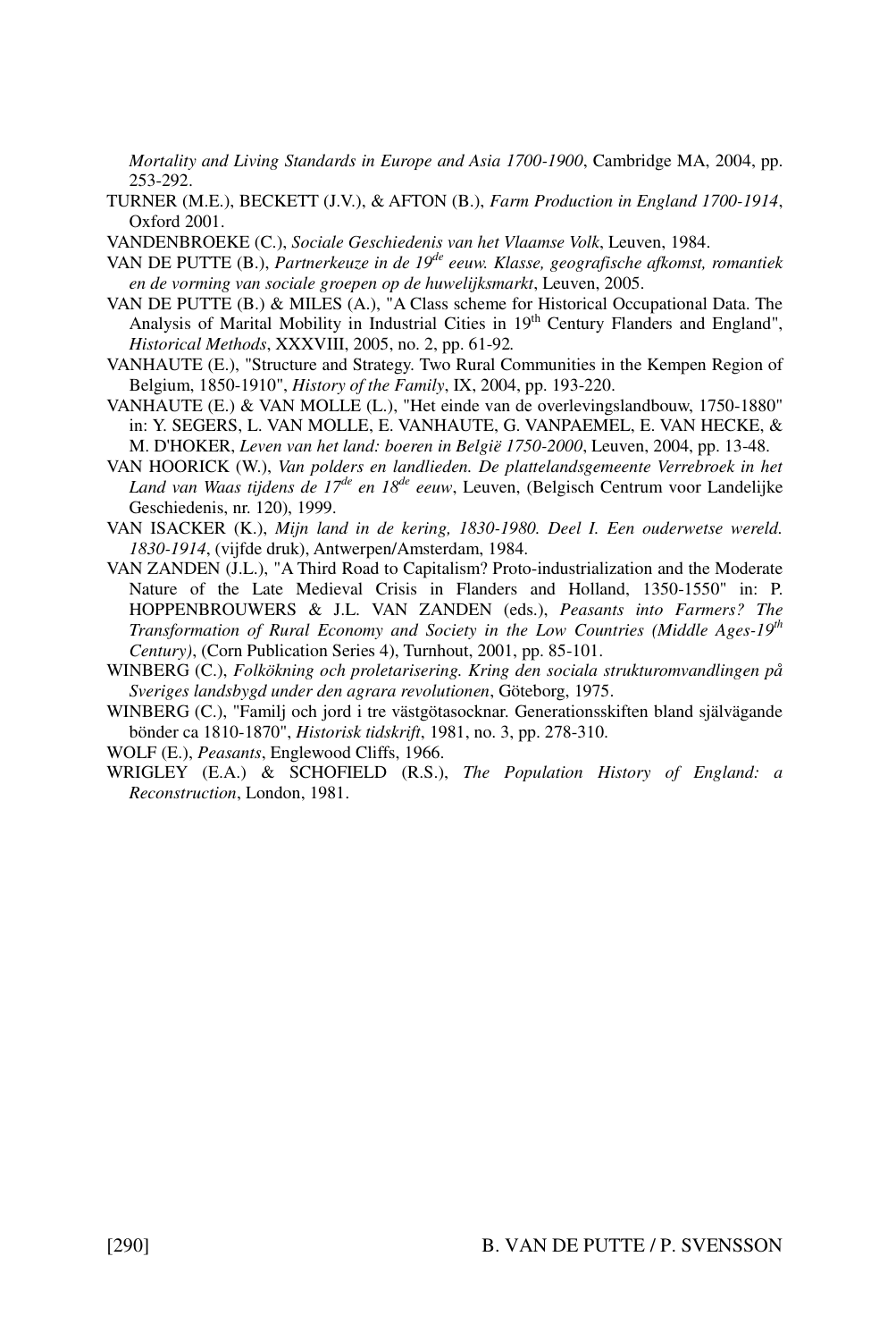*Mortality and Living Standards in Europe and Asia 1700-1900*, Cambridge MA, 2004, pp. 253-292.

TURNER (M.E.), BECKETT (J.V.), & AFTON (B.), *Farm Production in England 1700-1914*, Oxford 2001.

VANDENBROEKE (C.), *Sociale Geschiedenis van het Vlaamse Volk*, Leuven, 1984.

VAN DE PUTTE (B.), *Partnerkeuze in de 19de eeuw. Klasse, geografische afkomst, romantiek en de vorming van sociale groepen op de huwelijksmarkt*, Leuven, 2005.

VAN DE PUTTE (B.) & MILES (A.), "A Class scheme for Historical Occupational Data. The Analysis of Marital Mobility in Industrial Cities in 19th Century Flanders and England", *Historical Methods*, XXXVIII, 2005, no. 2, pp. 61-92.

VANHAUTE (E.), "Structure and Strategy. Two Rural Communities in the Kempen Region of Belgium, 1850-1910", *History of the Family*, IX, 2004, pp. 193-220.

VANHAUTE (E.) & VAN MOLLE (L.), "Het einde van de overlevingslandbouw, 1750-1880" in: Y. SEGERS, L. VAN MOLLE, E. VANHAUTE, G. VANPAEMEL, E. VAN HECKE, & M. D'HOKER, *Leven van het land: boeren in België 1750-2000*, Leuven, 2004, pp. 13-48.

VAN HOORICK (W.), *Van polders en landlieden. De plattelandsgemeente Verrebroek in het Land van Waas tijdens de 17de en 18de eeuw*, Leuven, (Belgisch Centrum voor Landelijke Geschiedenis, nr. 120), 1999.

VAN ISACKER (K.), *Mijn land in de kering, 1830-1980. Deel I. Een ouderwetse wereld. 1830-1914*, (vijfde druk), Antwerpen/Amsterdam, 1984.

VAN ZANDEN (J.L.), "A Third Road to Capitalism? Proto-industrialization and the Moderate Nature of the Late Medieval Crisis in Flanders and Holland, 1350-1550" in: P. HOPPENBROUWERS & J.L. VAN ZANDEN (eds.), *Peasants into Farmers? The Transformation of Rural Economy and Society in the Low Countries (Middle Ages-19th Century)*, (Corn Publication Series 4), Turnhout, 2001, pp. 85-101.

WINBERG (C.), *Folkökning och proletarisering. Kring den sociala strukturomvandlingen på Sveriges landsbygd under den agrara revolutionen*, Göteborg, 1975.

WINBERG (C.), "Familj och jord i tre västgötasocknar. Generationsskiften bland självägande bönder ca 1810-1870", *Historisk tidskrift*, 1981, no. 3, pp. 278-310.

WOLF (E.), *Peasants*, Englewood Cliffs, 1966.

WRIGLEY (E.A.) & SCHOFIELD (R.S.), *The Population History of England: a Reconstruction*, London, 1981.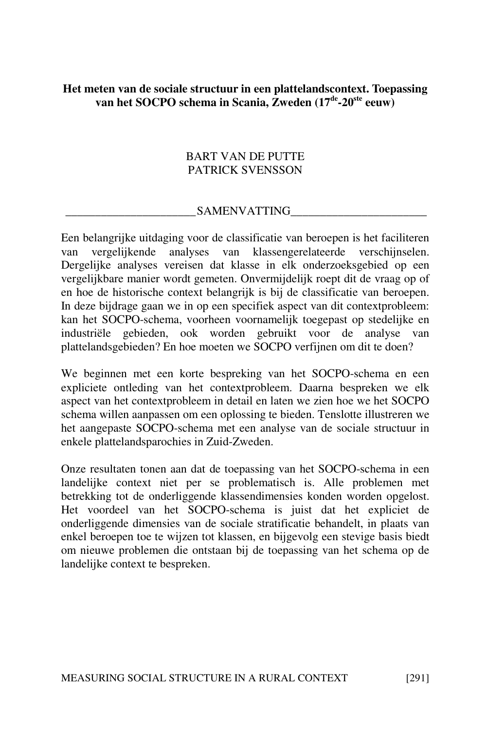**Het meten van de sociale structuur in een plattelandscontext. Toepassing van het SOCPO schema in Scania, Zweden (17de-20ste eeuw)**

BART VAN DE PUTTE
PATRICK SVENSSON

## SAMENVATTING

Een belangrijke uitdaging voor de classificatie van beroepen is het faciliteren van vergelijkende analyses van klassengerelateerde verschijnselen. Dergelijke analyses vereisen dat klasse in elk onderzoeksgebied op een vergelijkbare manier wordt gemeten. Onvermijdelijk roept dit de vraag op of en hoe de historische context belangrijk is bij de classificatie van beroepen. In deze bijdrage gaan we in op een specifiek aspect van dit contextprobleem: kan het SOCPO-schema, voorheen voornamelijk toegepast op stedelijke en industriële gebieden, ook worden gebruikt voor de analyse van plattelandsgebieden? En hoe moeten we SOCPO verfijnen om dit te doen?

We beginnen met een korte bespreking van het SOCPO-schema en een expliciete ontleding van het contextprobleem. Daarna bespreken we elk aspect van het contextprobleem in detail en laten we zien hoe we het SOCPO schema willen aanpassen om een oplossing te bieden. Tenslotte illustreren we het aangepaste SOCPO-schema met een analyse van de sociale structuur in enkele plattelandsparochies in Zuid-Zweden.

Onze resultaten tonen aan dat de toepassing van het SOCPO-schema in een landelijke context niet per se problematisch is. Alle problemen met betrekking tot de onderliggende klassendimensies konden worden opgelost. Het voordeel van het SOCPO-schema is juist dat het expliciet de onderliggende dimensies van de sociale stratificatie behandelt, in plaats van enkel beroepen toe te wijzen tot klassen, en bijgevolg een stevige basis biedt om nieuwe problemen die ontstaan bij de toepassing van het schema op de landelijke context te bespreken.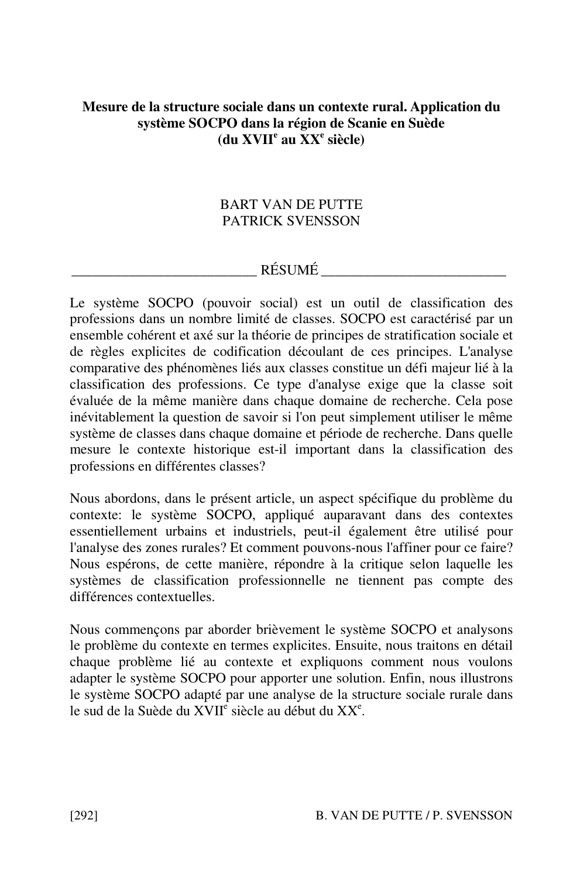**Mesure de la structure sociale dans un contexte rural. Application du système SOCPO dans la région de Scanie en Suède (du XVII[e] au XX[e] siècle)**

BART VAN DE PUTTE
PATRICK SVENSSON

## RÉSUMÉ

Le système SOCPO (pouvoir social) est un outil de classification des professions dans un nombre limité de classes. SOCPO est caractérisé par un ensemble cohérent et axé sur la théorie de principes de stratification sociale et de règles explicites de codification découlant de ces principes. L'analyse comparative des phénomènes liés aux classes constitue un défi majeur lié à la classification des professions. Ce type d'analyse exige que la classe soit évaluée de la même manière dans chaque domaine de recherche. Cela pose inévitablement la question de savoir si l'on peut simplement utiliser le même système de classes dans chaque domaine et période de recherche. Dans quelle mesure le contexte historique est-il important dans la classification des professions en différentes classes?

Nous abordons, dans le présent article, un aspect spécifique du problème du contexte: le système SOCPO, appliqué auparavant dans des contextes essentiellement urbains et industriels, peut-il également être utilisé pour l'analyse des zones rurales? Et comment pouvons-nous l'affiner pour ce faire? Nous espérons, de cette manière, répondre à la critique selon laquelle les systèmes de classification professionnelle ne tiennent pas compte des différences contextuelles.

Nous commençons par aborder brièvement le système SOCPO et analysons le problème du contexte en termes explicites. Ensuite, nous traitons en détail chaque problème lié au contexte et expliquons comment nous voulons adapter le système SOCPO pour apporter une solution. Enfin, nous illustrons le système SOCPO adapté par une analyse de la structure sociale rurale dans le sud de la Suède du XVII[e] siècle au début du XX[e].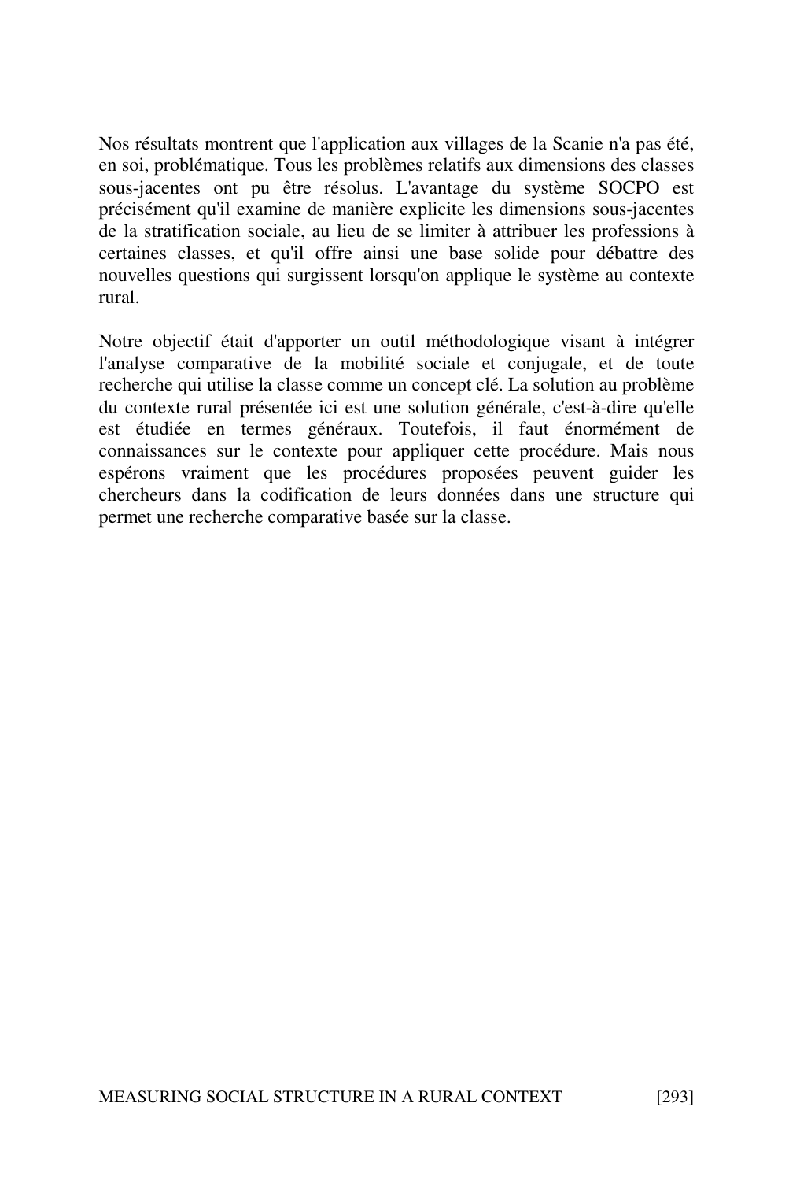Nos résultats montrent que l'application aux villages de la Scanie n'a pas été, en soi, problématique. Tous les problèmes relatifs aux dimensions des classes sous-jacentes ont pu être résolus. L'avantage du système SOCPO est précisément qu'il examine de manière explicite les dimensions sous-jacentes de la stratification sociale, au lieu de se limiter à attribuer les professions à certaines classes, et qu'il offre ainsi une base solide pour débattre des nouvelles questions qui surgissent lorsqu'on applique le système au contexte rural.

Notre objectif était d'apporter un outil méthodologique visant à intégrer l'analyse comparative de la mobilité sociale et conjugale, et de toute recherche qui utilise la classe comme un concept clé. La solution au problème du contexte rural présentée ici est une solution générale, c'est-à-dire qu'elle est étudiée en termes généraux. Toutefois, il faut énormément de connaissances sur le contexte pour appliquer cette procédure. Mais nous espérons vraiment que les procédures proposées peuvent guider les chercheurs dans la codification de leurs données dans une structure qui permet une recherche comparative basée sur la classe.